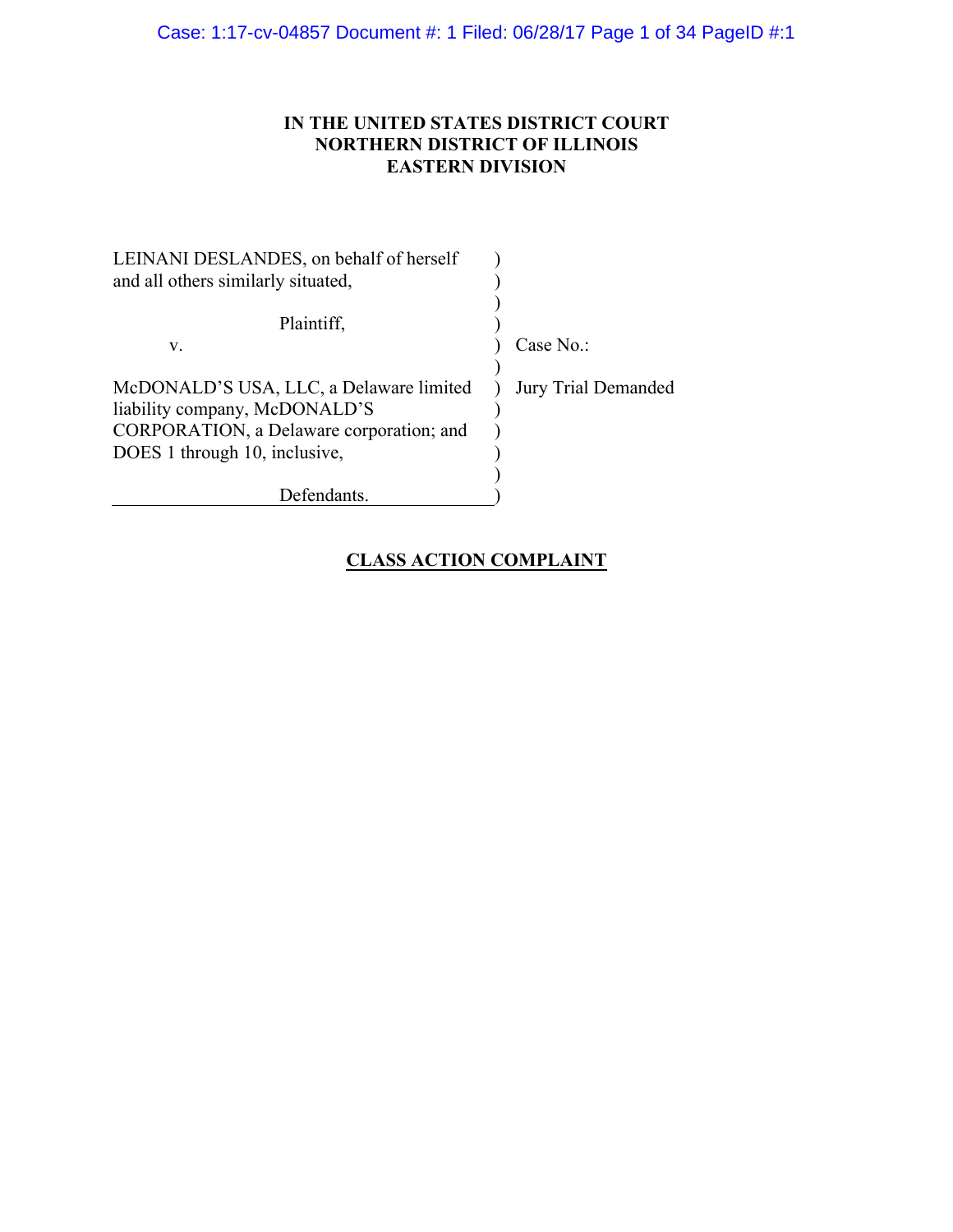**IN THE UNITED STATES DISTRICT COURT**
**NORTHERN DISTRICT OF ILLINOIS**
**EASTERN DIVISION**

| | | |
|---|---|---|
| LEINANI DESLANDES, on behalf of herself and all others similarly situated, | ) | |
| Plaintiff, | ) | |
| v. | ) | Case No.: |
| McDONALD'S USA, LLC, a Delaware limited liability company, McDONALD'S CORPORATION, a Delaware corporation; and DOES 1 through 10, inclusive, | ) | Jury Trial Demanded |
| Defendants. | ) | |

**CLASS ACTION COMPLAINT**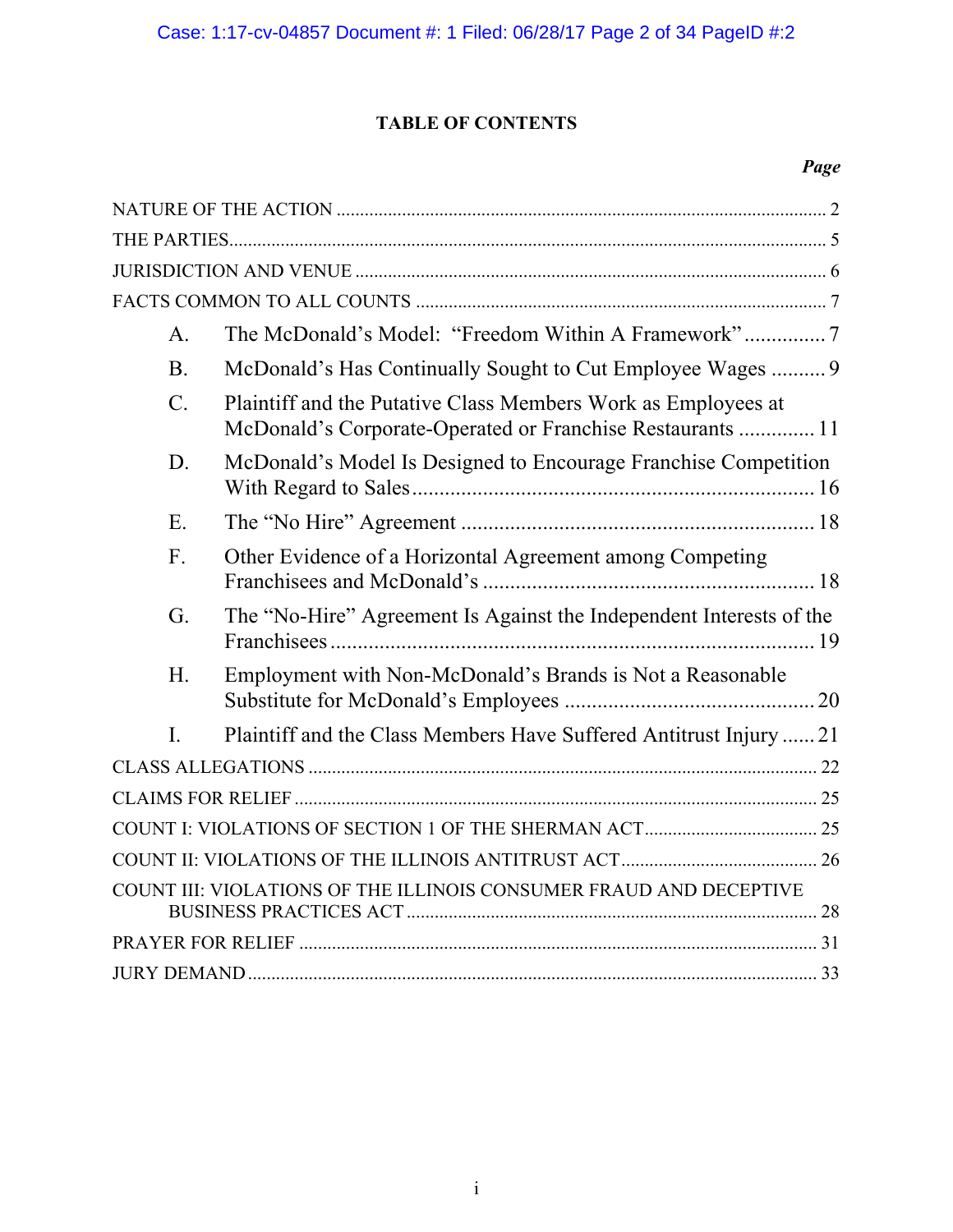## TABLE OF CONTENTS

| | Page |
|---|---|
| NATURE OF THE ACTION | 2 |
| THE PARTIES | 5 |
| JURISDICTION AND VENUE | 6 |
| FACTS COMMON TO ALL COUNTS | 7 |
| A. The McDonald's Model: "Freedom Within A Framework" | 7 |
| B. McDonald's Has Continually Sought to Cut Employee Wages | 9 |
| C. Plaintiff and the Putative Class Members Work as Employees at McDonald's Corporate-Operated or Franchise Restaurants | 11 |
| D. McDonald's Model Is Designed to Encourage Franchise Competition With Regard to Sales | 16 |
| E. The "No Hire" Agreement | 18 |
| F. Other Evidence of a Horizontal Agreement among Competing Franchisees and McDonald's | 18 |
| G. The "No-Hire" Agreement Is Against the Independent Interests of the Franchisees | 19 |
| H. Employment with Non-McDonald's Brands is Not a Reasonable Substitute for McDonald's Employees | 20 |
| I. Plaintiff and the Class Members Have Suffered Antitrust Injury | 21 |
| CLASS ALLEGATIONS | 22 |
| CLAIMS FOR RELIEF | 25 |
| COUNT I: VIOLATIONS OF SECTION 1 OF THE SHERMAN ACT | 25 |
| COUNT II: VIOLATIONS OF THE ILLINOIS ANTITRUST ACT | 26 |
| COUNT III: VIOLATIONS OF THE ILLINOIS CONSUMER FRAUD AND DECEPTIVE BUSINESS PRACTICES ACT | 28 |
| PRAYER FOR RELIEF | 31 |
| JURY DEMAND | 33 |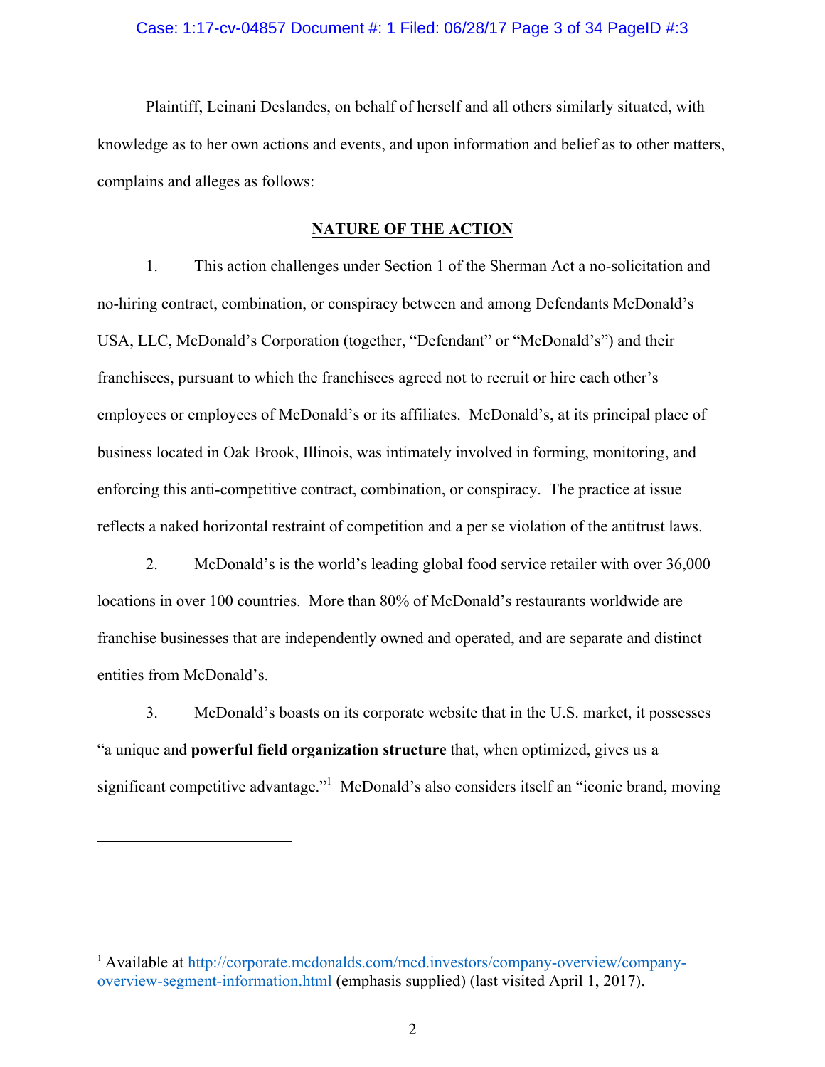Plaintiff, Leinani Deslandes, on behalf of herself and all others similarly situated, with knowledge as to her own actions and events, and upon information and belief as to other matters, complains and alleges as follows:

## NATURE OF THE ACTION

1. This action challenges under Section 1 of the Sherman Act a no-solicitation and no-hiring contract, combination, or conspiracy between and among Defendants McDonald's USA, LLC, McDonald's Corporation (together, "Defendant" or "McDonald's") and their franchisees, pursuant to which the franchisees agreed not to recruit or hire each other's employees or employees of McDonald's or its affiliates. McDonald's, at its principal place of business located in Oak Brook, Illinois, was intimately involved in forming, monitoring, and enforcing this anti-competitive contract, combination, or conspiracy. The practice at issue reflects a naked horizontal restraint of competition and a per se violation of the antitrust laws.

2. McDonald's is the world's leading global food service retailer with over 36,000 locations in over 100 countries. More than 80% of McDonald's restaurants worldwide are franchise businesses that are independently owned and operated, and are separate and distinct entities from McDonald's.

3. McDonald's boasts on its corporate website that in the U.S. market, it possesses "a unique and **powerful field organization structure** that, when optimized, gives us a significant competitive advantage."[1] McDonald's also considers itself an "iconic brand, moving

---

[1] Available at http://corporate.mcdonalds.com/mcd.investors/company-overview/company-overview-segment-information.html (emphasis supplied) (last visited April 1, 2017).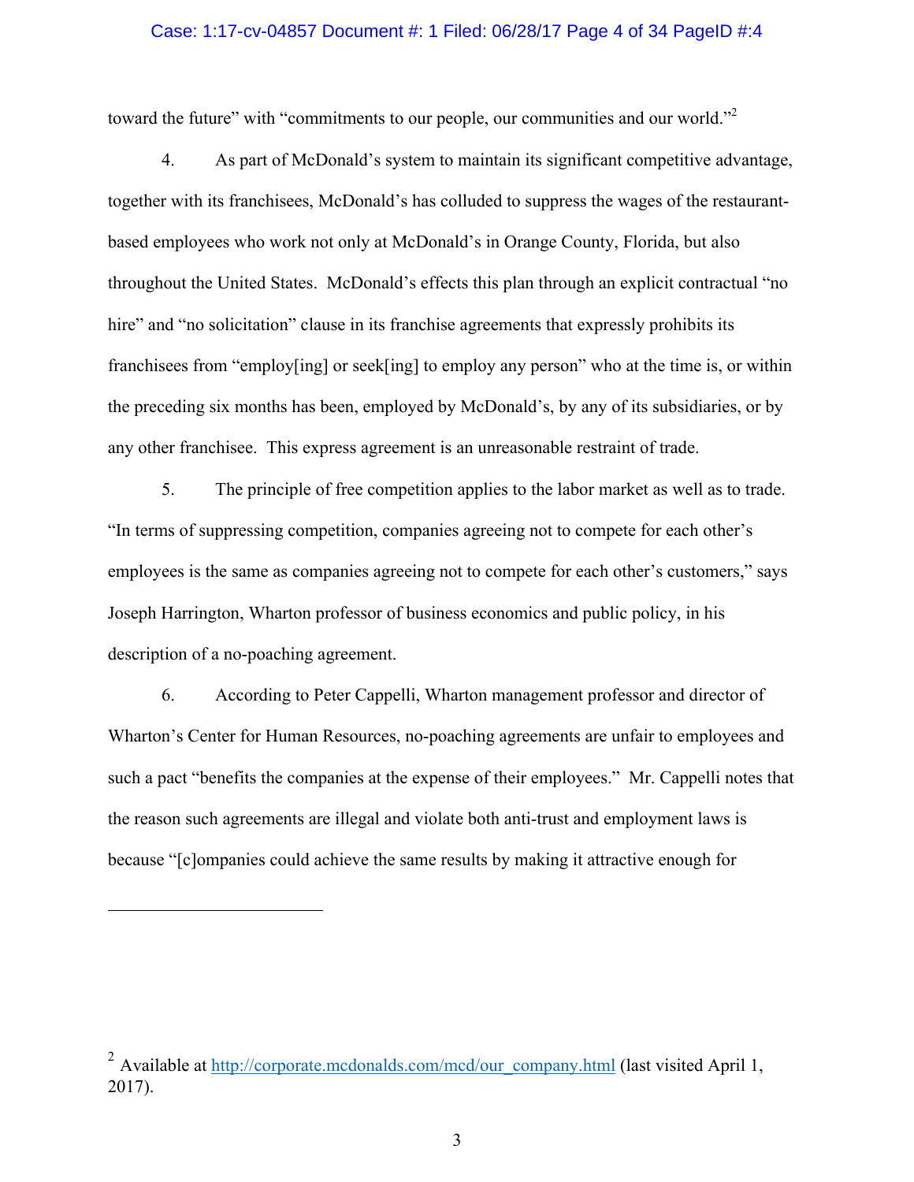toward the future" with "commitments to our people, our communities and our world."[2]

4. As part of McDonald's system to maintain its significant competitive advantage, together with its franchisees, McDonald's has colluded to suppress the wages of the restaurant-based employees who work not only at McDonald's in Orange County, Florida, but also throughout the United States. McDonald's effects this plan through an explicit contractual "no hire" and "no solicitation" clause in its franchise agreements that expressly prohibits its franchisees from "employ[ing] or seek[ing] to employ any person" who at the time is, or within the preceding six months has been, employed by McDonald's, by any of its subsidiaries, or by any other franchisee. This express agreement is an unreasonable restraint of trade.

5. The principle of free competition applies to the labor market as well as to trade. "In terms of suppressing competition, companies agreeing not to compete for each other's employees is the same as companies agreeing not to compete for each other's customers," says Joseph Harrington, Wharton professor of business economics and public policy, in his description of a no-poaching agreement.

6. According to Peter Cappelli, Wharton management professor and director of Wharton's Center for Human Resources, no-poaching agreements are unfair to employees and such a pact "benefits the companies at the expense of their employees." Mr. Cappelli notes that the reason such agreements are illegal and violate both anti-trust and employment laws is because "[c]ompanies could achieve the same results by making it attractive enough for

---

[2] Available at http://corporate.mcdonalds.com/mcd/our_company.html (last visited April 1, 2017).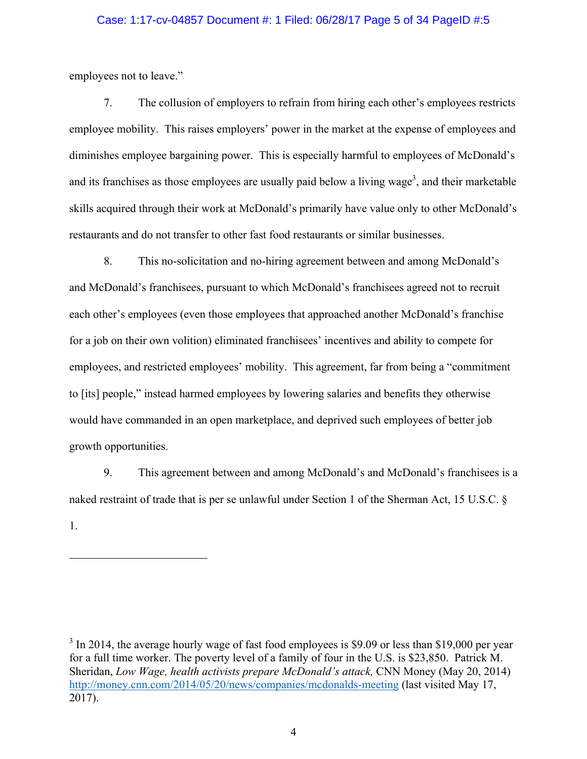employees not to leave."

7. The collusion of employers to refrain from hiring each other's employees restricts employee mobility. This raises employers' power in the market at the expense of employees and diminishes employee bargaining power. This is especially harmful to employees of McDonald's and its franchises as those employees are usually paid below a living wage[3], and their marketable skills acquired through their work at McDonald's primarily have value only to other McDonald's restaurants and do not transfer to other fast food restaurants or similar businesses.

8. This no-solicitation and no-hiring agreement between and among McDonald's and McDonald's franchisees, pursuant to which McDonald's franchisees agreed not to recruit each other's employees (even those employees that approached another McDonald's franchise for a job on their own volition) eliminated franchisees' incentives and ability to compete for employees, and restricted employees' mobility. This agreement, far from being a "commitment to [its] people," instead harmed employees by lowering salaries and benefits they otherwise would have commanded in an open marketplace, and deprived such employees of better job growth opportunities.

9. This agreement between and among McDonald's and McDonald's franchisees is a naked restraint of trade that is per se unlawful under Section 1 of the Sherman Act, 15 U.S.C. § 1.

---

[3] In 2014, the average hourly wage of fast food employees is $9.09 or less than $19,000 per year for a full time worker. The poverty level of a family of four in the U.S. is $23,850. Patrick M. Sheridan, *Low Wage, health activists prepare McDonald's attack,* CNN Money (May 20, 2014) http://money.cnn.com/2014/05/20/news/companies/mcdonalds-meeting (last visited May 17, 2017).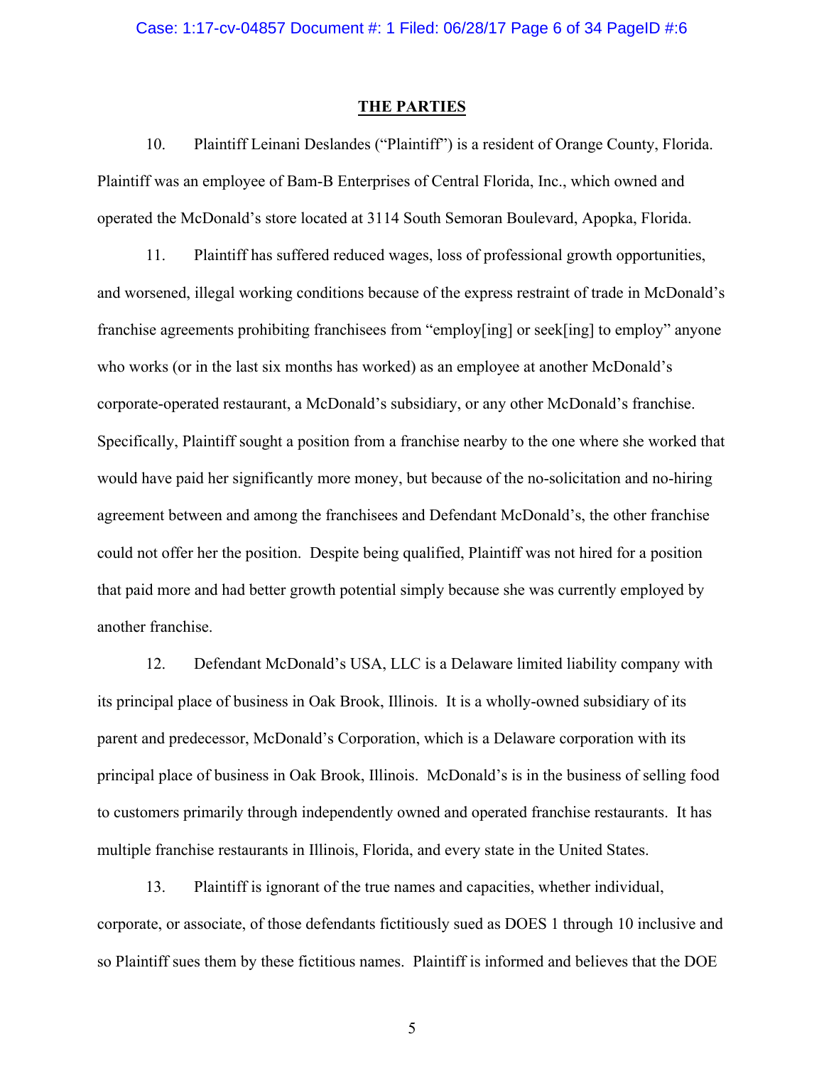## THE PARTIES

10. Plaintiff Leinani Deslandes ("Plaintiff") is a resident of Orange County, Florida. Plaintiff was an employee of Bam-B Enterprises of Central Florida, Inc., which owned and operated the McDonald's store located at 3114 South Semoran Boulevard, Apopka, Florida.

11. Plaintiff has suffered reduced wages, loss of professional growth opportunities, and worsened, illegal working conditions because of the express restraint of trade in McDonald's franchise agreements prohibiting franchisees from "employ[ing] or seek[ing] to employ" anyone who works (or in the last six months has worked) as an employee at another McDonald's corporate-operated restaurant, a McDonald's subsidiary, or any other McDonald's franchise. Specifically, Plaintiff sought a position from a franchise nearby to the one where she worked that would have paid her significantly more money, but because of the no-solicitation and no-hiring agreement between and among the franchisees and Defendant McDonald's, the other franchise could not offer her the position. Despite being qualified, Plaintiff was not hired for a position that paid more and had better growth potential simply because she was currently employed by another franchise.

12. Defendant McDonald's USA, LLC is a Delaware limited liability company with its principal place of business in Oak Brook, Illinois. It is a wholly-owned subsidiary of its parent and predecessor, McDonald's Corporation, which is a Delaware corporation with its principal place of business in Oak Brook, Illinois. McDonald's is in the business of selling food to customers primarily through independently owned and operated franchise restaurants. It has multiple franchise restaurants in Illinois, Florida, and every state in the United States.

13. Plaintiff is ignorant of the true names and capacities, whether individual, corporate, or associate, of those defendants fictitiously sued as DOES 1 through 10 inclusive and so Plaintiff sues them by these fictitious names. Plaintiff is informed and believes that the DOE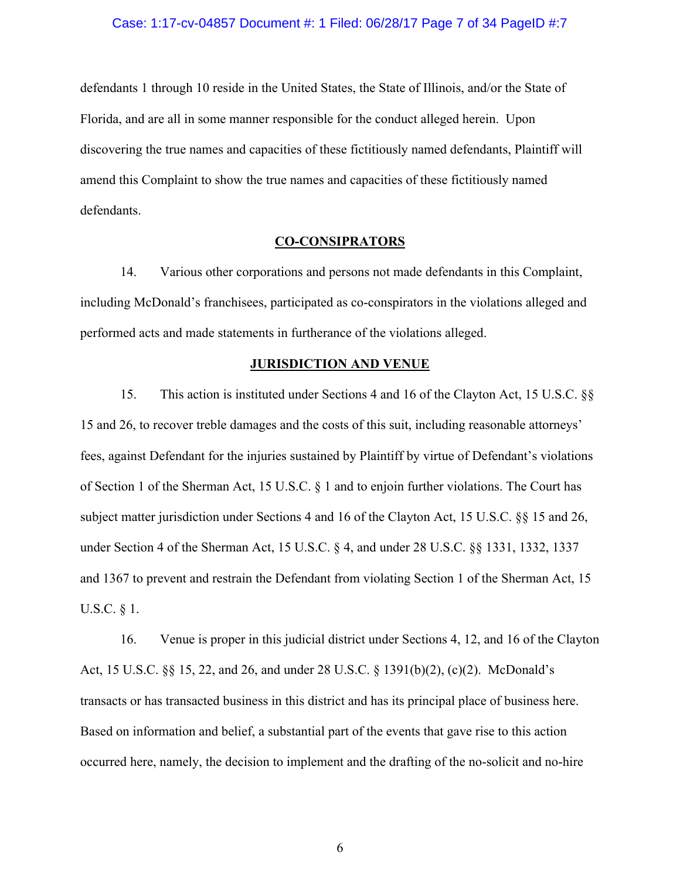defendants 1 through 10 reside in the United States, the State of Illinois, and/or the State of Florida, and are all in some manner responsible for the conduct alleged herein. Upon discovering the true names and capacities of these fictitiously named defendants, Plaintiff will amend this Complaint to show the true names and capacities of these fictitiously named defendants.

## CO-CONSIPRATORS

14. Various other corporations and persons not made defendants in this Complaint, including McDonald's franchisees, participated as co-conspirators in the violations alleged and performed acts and made statements in furtherance of the violations alleged.

## JURISDICTION AND VENUE

15. This action is instituted under Sections 4 and 16 of the Clayton Act, 15 U.S.C. §§ 15 and 26, to recover treble damages and the costs of this suit, including reasonable attorneys' fees, against Defendant for the injuries sustained by Plaintiff by virtue of Defendant's violations of Section 1 of the Sherman Act, 15 U.S.C. § 1 and to enjoin further violations. The Court has subject matter jurisdiction under Sections 4 and 16 of the Clayton Act, 15 U.S.C. §§ 15 and 26, under Section 4 of the Sherman Act, 15 U.S.C. § 4, and under 28 U.S.C. §§ 1331, 1332, 1337 and 1367 to prevent and restrain the Defendant from violating Section 1 of the Sherman Act, 15 U.S.C. § 1.

16. Venue is proper in this judicial district under Sections 4, 12, and 16 of the Clayton Act, 15 U.S.C. §§ 15, 22, and 26, and under 28 U.S.C. § 1391(b)(2), (c)(2). McDonald's transacts or has transacted business in this district and has its principal place of business here. Based on information and belief, a substantial part of the events that gave rise to this action occurred here, namely, the decision to implement and the drafting of the no-solicit and no-hire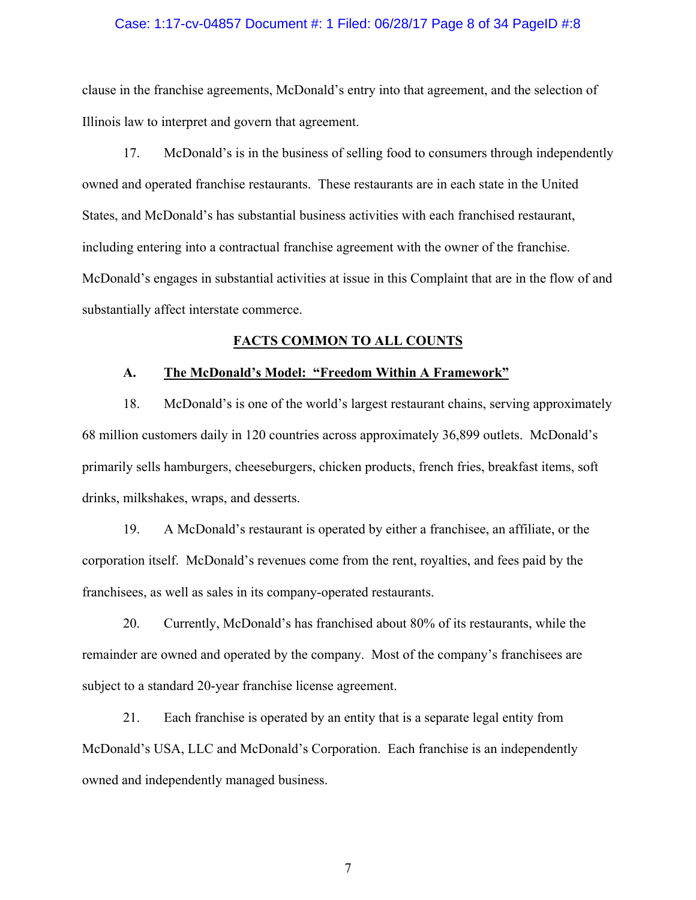clause in the franchise agreements, McDonald's entry into that agreement, and the selection of Illinois law to interpret and govern that agreement.

17. McDonald's is in the business of selling food to consumers through independently owned and operated franchise restaurants. These restaurants are in each state in the United States, and McDonald's has substantial business activities with each franchised restaurant, including entering into a contractual franchise agreement with the owner of the franchise. McDonald's engages in substantial activities at issue in this Complaint that are in the flow of and substantially affect interstate commerce.

## FACTS COMMON TO ALL COUNTS

### A. The McDonald's Model: "Freedom Within A Framework"

18. McDonald's is one of the world's largest restaurant chains, serving approximately 68 million customers daily in 120 countries across approximately 36,899 outlets. McDonald's primarily sells hamburgers, cheeseburgers, chicken products, french fries, breakfast items, soft drinks, milkshakes, wraps, and desserts.

19. A McDonald's restaurant is operated by either a franchisee, an affiliate, or the corporation itself. McDonald's revenues come from the rent, royalties, and fees paid by the franchisees, as well as sales in its company-operated restaurants.

20. Currently, McDonald's has franchised about 80% of its restaurants, while the remainder are owned and operated by the company. Most of the company's franchisees are subject to a standard 20-year franchise license agreement.

21. Each franchise is operated by an entity that is a separate legal entity from McDonald's USA, LLC and McDonald's Corporation. Each franchise is an independently owned and independently managed business.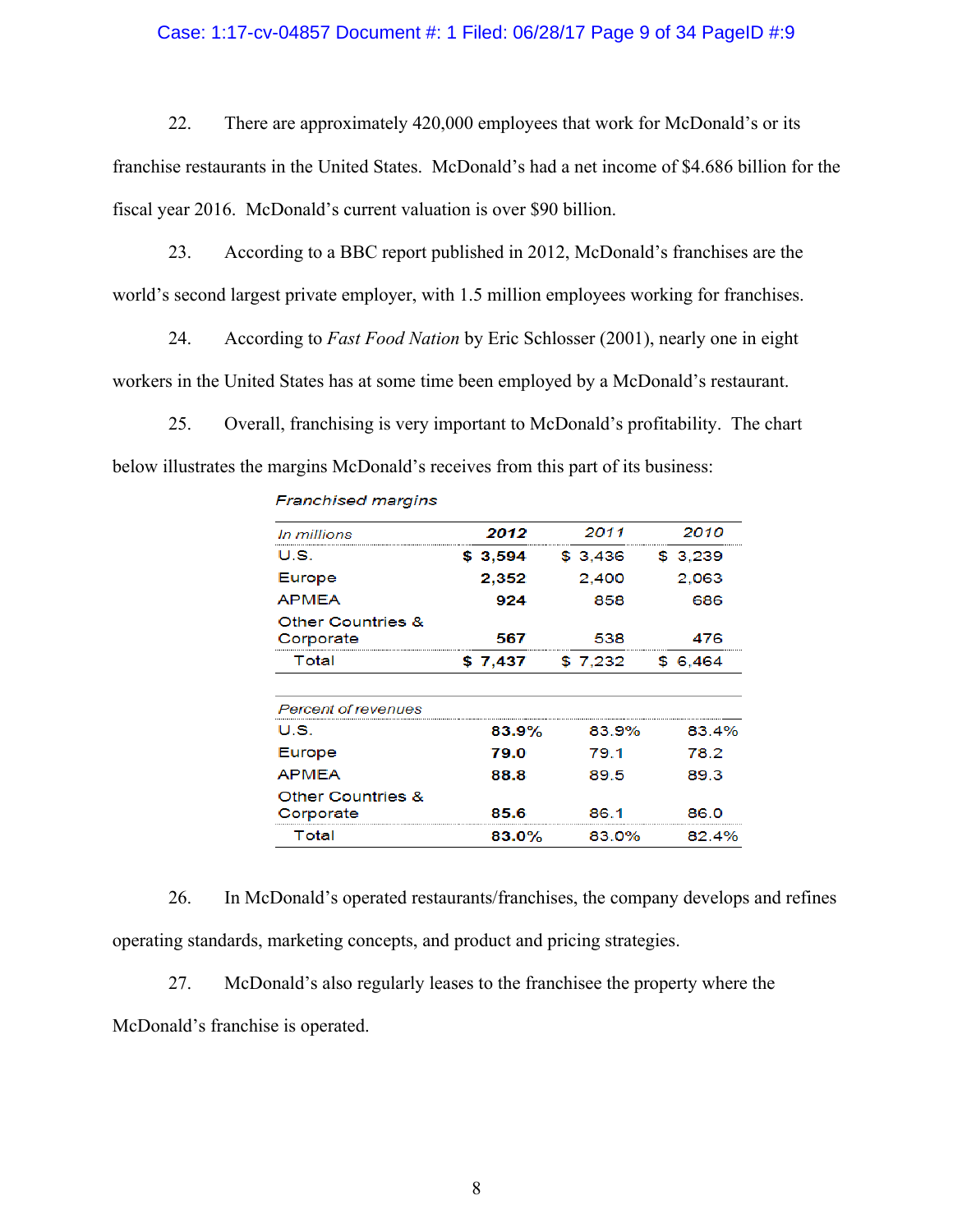22. There are approximately 420,000 employees that work for McDonald's or its franchise restaurants in the United States. McDonald's had a net income of $4.686 billion for the fiscal year 2016. McDonald's current valuation is over $90 billion.

23. According to a BBC report published in 2012, McDonald's franchises are the world's second largest private employer, with 1.5 million employees working for franchises.

24. According to *Fast Food Nation* by Eric Schlosser (2001), nearly one in eight workers in the United States has at some time been employed by a McDonald's restaurant.

25. Overall, franchising is very important to McDonald's profitability. The chart below illustrates the margins McDonald's receives from this part of its business:

*Franchised margins*

| *In millions* | **2012** | 2011 | 2010 |
|---|---|---|---|
| U.S. | **$ 3,594** | $ 3,436 | $ 3,239 |
| Europe | **2,352** | 2,400 | 2,063 |
| APMEA | **924** | 858 | 686 |
| Other Countries & Corporate | **567** | 538 | 476 |
| Total | **$ 7,437** | $ 7,232 | $ 6,464 |
| *Percent of revenues* | | | |
| U.S. | **83.9%** | 83.9% | 83.4% |
| Europe | **79.0** | 79.1 | 78.2 |
| APMEA | **88.8** | 89.5 | 89.3 |
| Other Countries & Corporate | **85.6** | 86.1 | 86.0 |
| Total | **83.0%** | 83.0% | 82.4% |

26. In McDonald's operated restaurants/franchises, the company develops and refines operating standards, marketing concepts, and product and pricing strategies.

27. McDonald's also regularly leases to the franchisee the property where the McDonald's franchise is operated.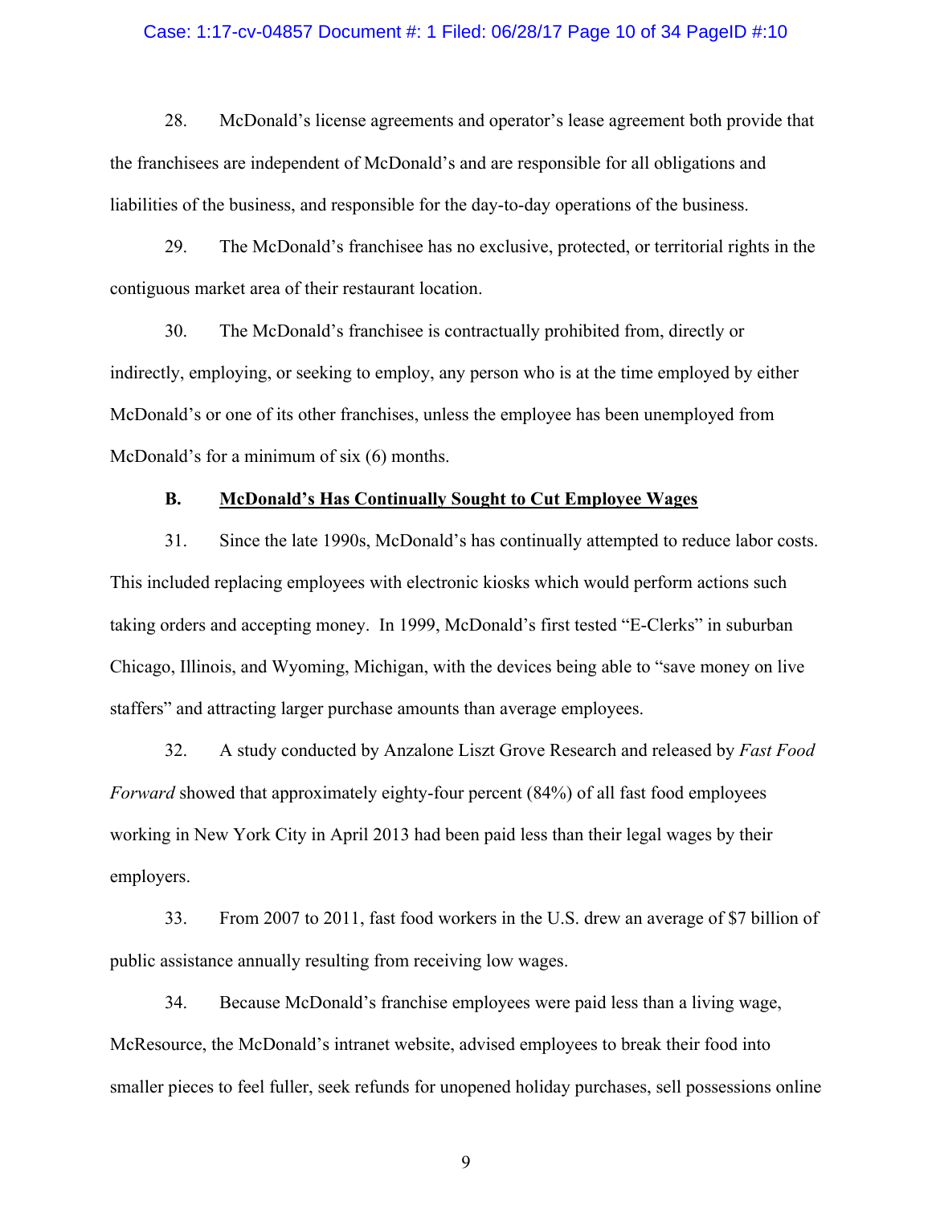28. McDonald's license agreements and operator's lease agreement both provide that the franchisees are independent of McDonald's and are responsible for all obligations and liabilities of the business, and responsible for the day-to-day operations of the business.

29. The McDonald's franchisee has no exclusive, protected, or territorial rights in the contiguous market area of their restaurant location.

30. The McDonald's franchisee is contractually prohibited from, directly or indirectly, employing, or seeking to employ, any person who is at the time employed by either McDonald's or one of its other franchises, unless the employee has been unemployed from McDonald's for a minimum of six (6) months.

### B. <u>McDonald's Has Continually Sought to Cut Employee Wages</u>

31. Since the late 1990s, McDonald's has continually attempted to reduce labor costs. This included replacing employees with electronic kiosks which would perform actions such taking orders and accepting money. In 1999, McDonald's first tested "E-Clerks" in suburban Chicago, Illinois, and Wyoming, Michigan, with the devices being able to "save money on live staffers" and attracting larger purchase amounts than average employees.

32. A study conducted by Anzalone Liszt Grove Research and released by *Fast Food Forward* showed that approximately eighty-four percent (84%) of all fast food employees working in New York City in April 2013 had been paid less than their legal wages by their employers.

33. From 2007 to 2011, fast food workers in the U.S. drew an average of $7 billion of public assistance annually resulting from receiving low wages.

34. Because McDonald's franchise employees were paid less than a living wage, McResource, the McDonald's intranet website, advised employees to break their food into smaller pieces to feel fuller, seek refunds for unopened holiday purchases, sell possessions online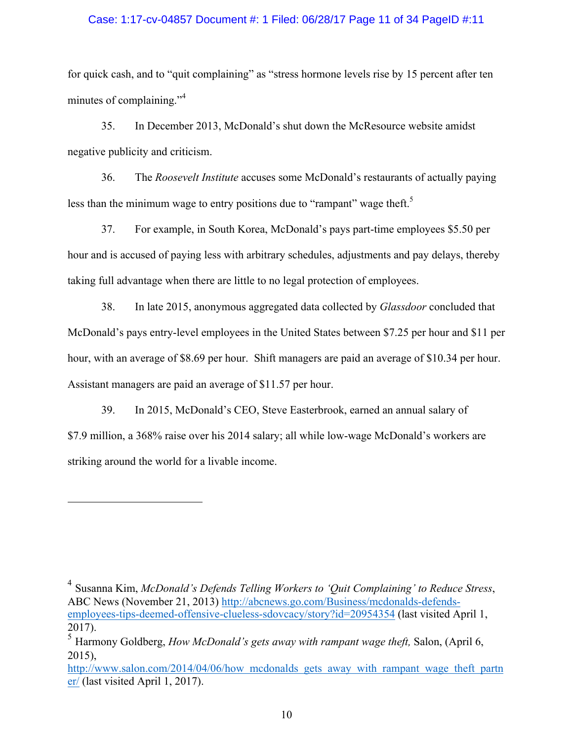for quick cash, and to "quit complaining" as "stress hormone levels rise by 15 percent after ten minutes of complaining."[4]

35. In December 2013, McDonald's shut down the McResource website amidst negative publicity and criticism.

36. The *Roosevelt Institute* accuses some McDonald's restaurants of actually paying less than the minimum wage to entry positions due to "rampant" wage theft.[5]

37. For example, in South Korea, McDonald's pays part-time employees $5.50 per hour and is accused of paying less with arbitrary schedules, adjustments and pay delays, thereby taking full advantage when there are little to no legal protection of employees.

38. In late 2015, anonymous aggregated data collected by *Glassdoor* concluded that McDonald's pays entry-level employees in the United States between $7.25 per hour and $11 per hour, with an average of $8.69 per hour. Shift managers are paid an average of $10.34 per hour. Assistant managers are paid an average of $11.57 per hour.

39. In 2015, McDonald's CEO, Steve Easterbrook, earned an annual salary of $7.9 million, a 368% raise over his 2014 salary; all while low-wage McDonald's workers are striking around the world for a livable income.

---

[4] Susanna Kim, *McDonald's Defends Telling Workers to 'Quit Complaining' to Reduce Stress*, ABC News (November 21, 2013) http://abcnews.go.com/Business/mcdonalds-defends-employees-tips-deemed-offensive-clueless-sdovcacy/story?id=20954354 (last visited April 1, 2017).

[5] Harmony Goldberg, *How McDonald's gets away with rampant wage theft,* Salon, (April 6, 2015), http://www.salon.com/2014/04/06/how_mcdonalds_gets_away_with_rampant_wage_theft_partner/ (last visited April 1, 2017).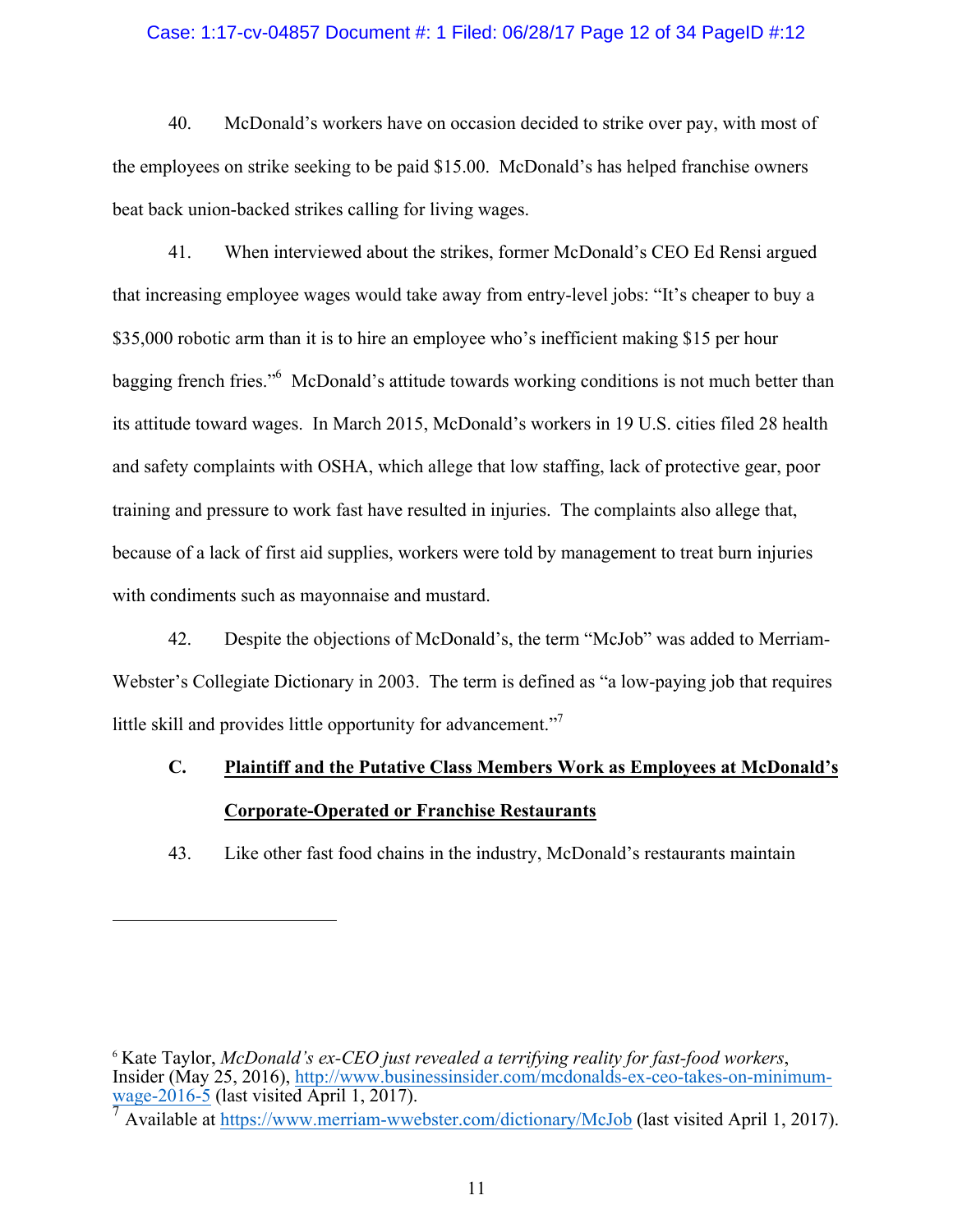40. McDonald's workers have on occasion decided to strike over pay, with most of the employees on strike seeking to be paid $15.00. McDonald's has helped franchise owners beat back union-backed strikes calling for living wages.

41. When interviewed about the strikes, former McDonald's CEO Ed Rensi argued that increasing employee wages would take away from entry-level jobs: "It's cheaper to buy a $35,000 robotic arm than it is to hire an employee who's inefficient making $15 per hour bagging french fries."[6] McDonald's attitude towards working conditions is not much better than its attitude toward wages. In March 2015, McDonald's workers in 19 U.S. cities filed 28 health and safety complaints with OSHA, which allege that low staffing, lack of protective gear, poor training and pressure to work fast have resulted in injuries. The complaints also allege that, because of a lack of first aid supplies, workers were told by management to treat burn injuries with condiments such as mayonnaise and mustard.

42. Despite the objections of McDonald's, the term "McJob" was added to Merriam-Webster's Collegiate Dictionary in 2003. The term is defined as "a low-paying job that requires little skill and provides little opportunity for advancement."[7]

### C. <u>Plaintiff and the Putative Class Members Work as Employees at McDonald's Corporate-Operated or Franchise Restaurants</u>

43. Like other fast food chains in the industry, McDonald's restaurants maintain

---

[6] Kate Taylor, *McDonald's ex-CEO just revealed a terrifying reality for fast-food workers*, Insider (May 25, 2016), http://www.businessinsider.com/mcdonalds-ex-ceo-takes-on-minimum-wage-2016-5 (last visited April 1, 2017).

[7] Available at https://www.merriam-wwebster.com/dictionary/McJob (last visited April 1, 2017).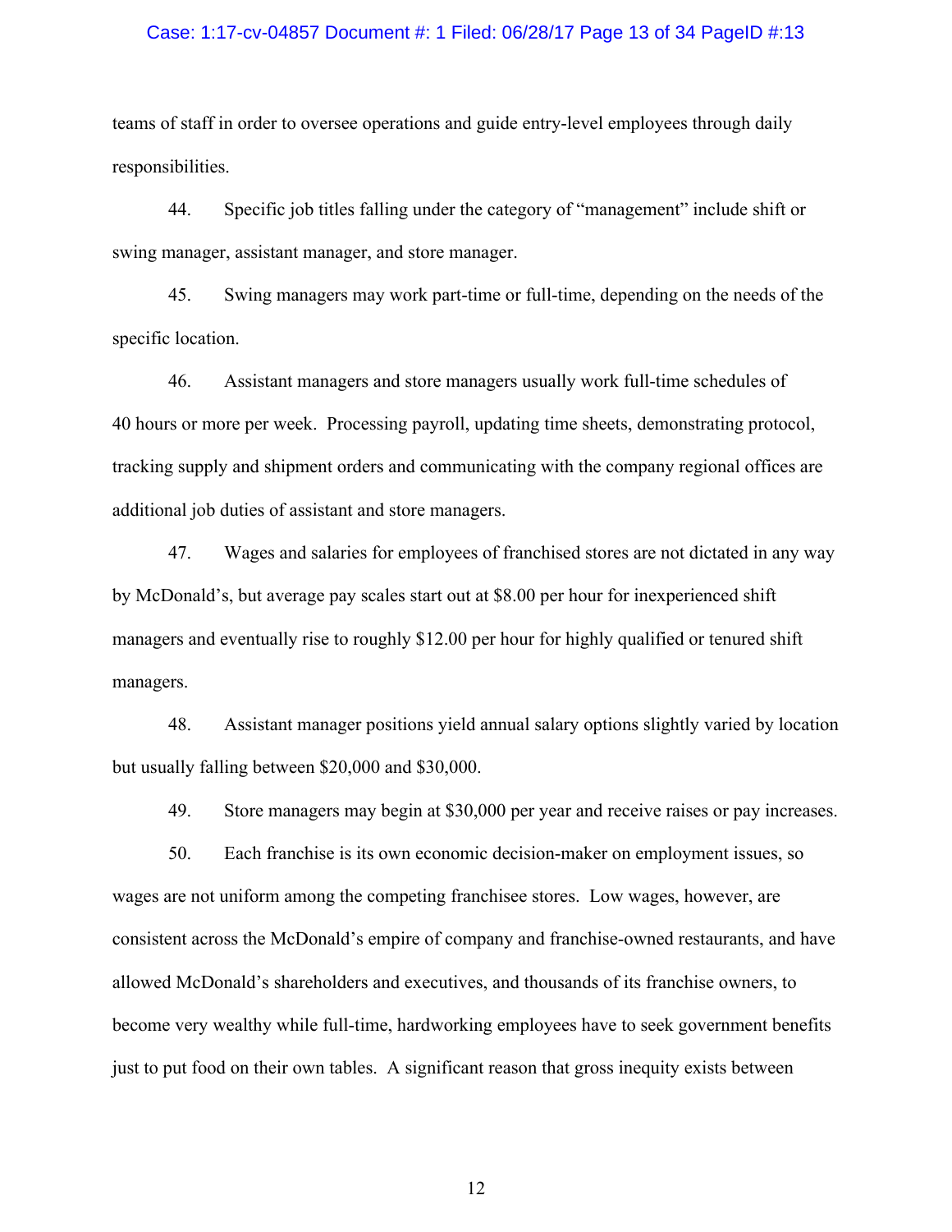teams of staff in order to oversee operations and guide entry-level employees through daily responsibilities.

44. Specific job titles falling under the category of "management" include shift or swing manager, assistant manager, and store manager.

45. Swing managers may work part-time or full-time, depending on the needs of the specific location.

46. Assistant managers and store managers usually work full-time schedules of 40 hours or more per week. Processing payroll, updating time sheets, demonstrating protocol, tracking supply and shipment orders and communicating with the company regional offices are additional job duties of assistant and store managers.

47. Wages and salaries for employees of franchised stores are not dictated in any way by McDonald's, but average pay scales start out at $8.00 per hour for inexperienced shift managers and eventually rise to roughly $12.00 per hour for highly qualified or tenured shift managers.

48. Assistant manager positions yield annual salary options slightly varied by location but usually falling between $20,000 and $30,000.

49. Store managers may begin at $30,000 per year and receive raises or pay increases.

50. Each franchise is its own economic decision-maker on employment issues, so wages are not uniform among the competing franchisee stores. Low wages, however, are consistent across the McDonald's empire of company and franchise-owned restaurants, and have allowed McDonald's shareholders and executives, and thousands of its franchise owners, to become very wealthy while full-time, hardworking employees have to seek government benefits just to put food on their own tables. A significant reason that gross inequity exists between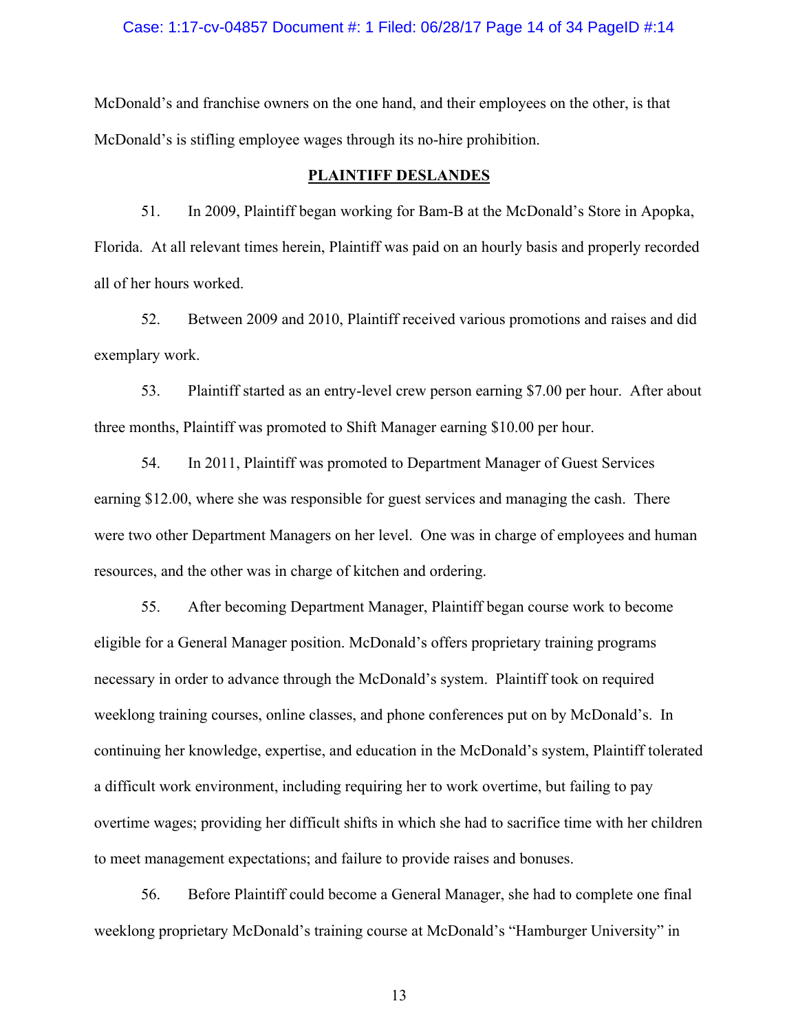McDonald's and franchise owners on the one hand, and their employees on the other, is that McDonald's is stifling employee wages through its no-hire prohibition.

## PLAINTIFF DESLANDES

51. In 2009, Plaintiff began working for Bam-B at the McDonald's Store in Apopka, Florida. At all relevant times herein, Plaintiff was paid on an hourly basis and properly recorded all of her hours worked.

52. Between 2009 and 2010, Plaintiff received various promotions and raises and did exemplary work.

53. Plaintiff started as an entry-level crew person earning $7.00 per hour. After about three months, Plaintiff was promoted to Shift Manager earning $10.00 per hour.

54. In 2011, Plaintiff was promoted to Department Manager of Guest Services earning $12.00, where she was responsible for guest services and managing the cash. There were two other Department Managers on her level. One was in charge of employees and human resources, and the other was in charge of kitchen and ordering.

55. After becoming Department Manager, Plaintiff began course work to become eligible for a General Manager position. McDonald's offers proprietary training programs necessary in order to advance through the McDonald's system. Plaintiff took on required weeklong training courses, online classes, and phone conferences put on by McDonald's. In continuing her knowledge, expertise, and education in the McDonald's system, Plaintiff tolerated a difficult work environment, including requiring her to work overtime, but failing to pay overtime wages; providing her difficult shifts in which she had to sacrifice time with her children to meet management expectations; and failure to provide raises and bonuses.

56. Before Plaintiff could become a General Manager, she had to complete one final weeklong proprietary McDonald's training course at McDonald's "Hamburger University" in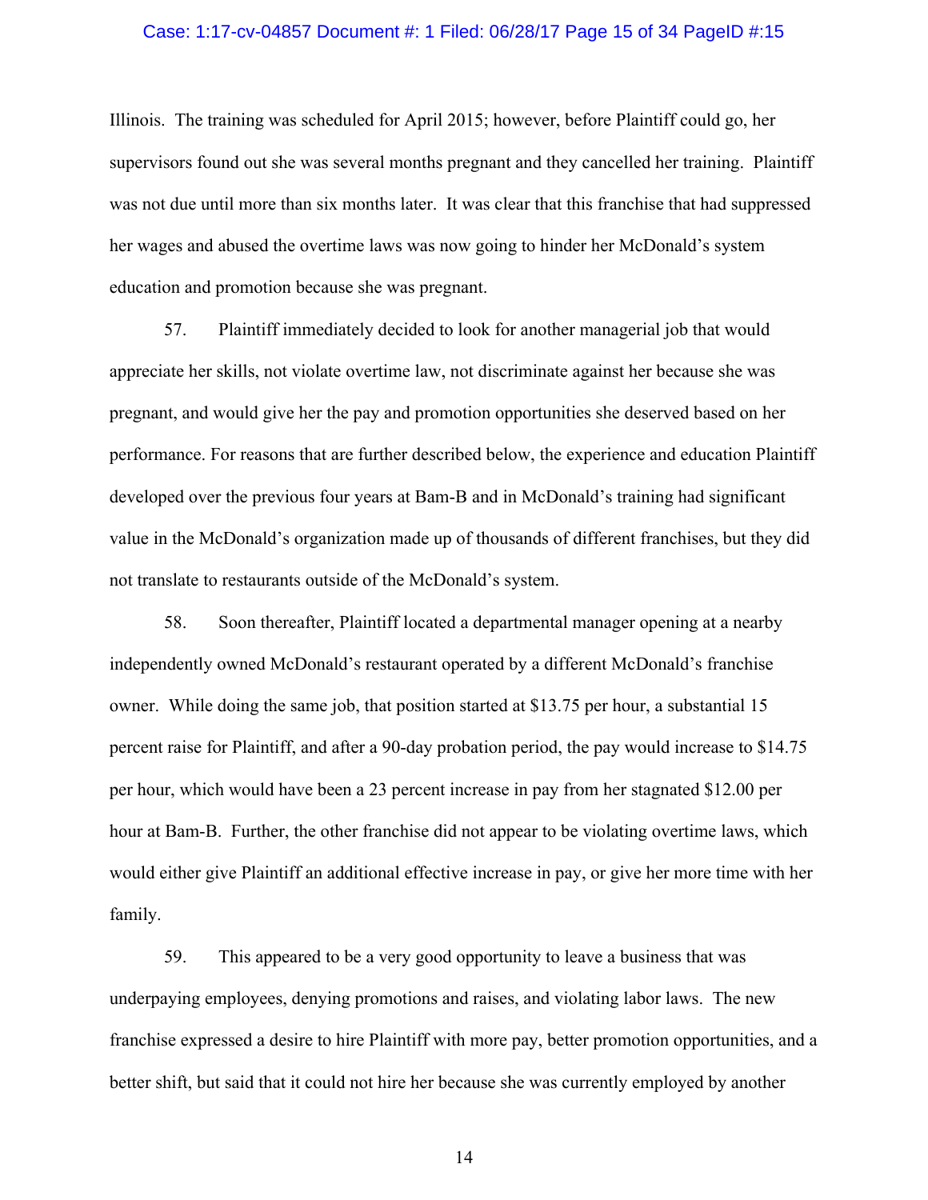Illinois. The training was scheduled for April 2015; however, before Plaintiff could go, her supervisors found out she was several months pregnant and they cancelled her training. Plaintiff was not due until more than six months later. It was clear that this franchise that had suppressed her wages and abused the overtime laws was now going to hinder her McDonald's system education and promotion because she was pregnant.

57. Plaintiff immediately decided to look for another managerial job that would appreciate her skills, not violate overtime law, not discriminate against her because she was pregnant, and would give her the pay and promotion opportunities she deserved based on her performance. For reasons that are further described below, the experience and education Plaintiff developed over the previous four years at Bam-B and in McDonald's training had significant value in the McDonald's organization made up of thousands of different franchises, but they did not translate to restaurants outside of the McDonald's system.

58. Soon thereafter, Plaintiff located a departmental manager opening at a nearby independently owned McDonald's restaurant operated by a different McDonald's franchise owner. While doing the same job, that position started at $13.75 per hour, a substantial 15 percent raise for Plaintiff, and after a 90-day probation period, the pay would increase to $14.75 per hour, which would have been a 23 percent increase in pay from her stagnated $12.00 per hour at Bam-B. Further, the other franchise did not appear to be violating overtime laws, which would either give Plaintiff an additional effective increase in pay, or give her more time with her family.

59. This appeared to be a very good opportunity to leave a business that was underpaying employees, denying promotions and raises, and violating labor laws. The new franchise expressed a desire to hire Plaintiff with more pay, better promotion opportunities, and a better shift, but said that it could not hire her because she was currently employed by another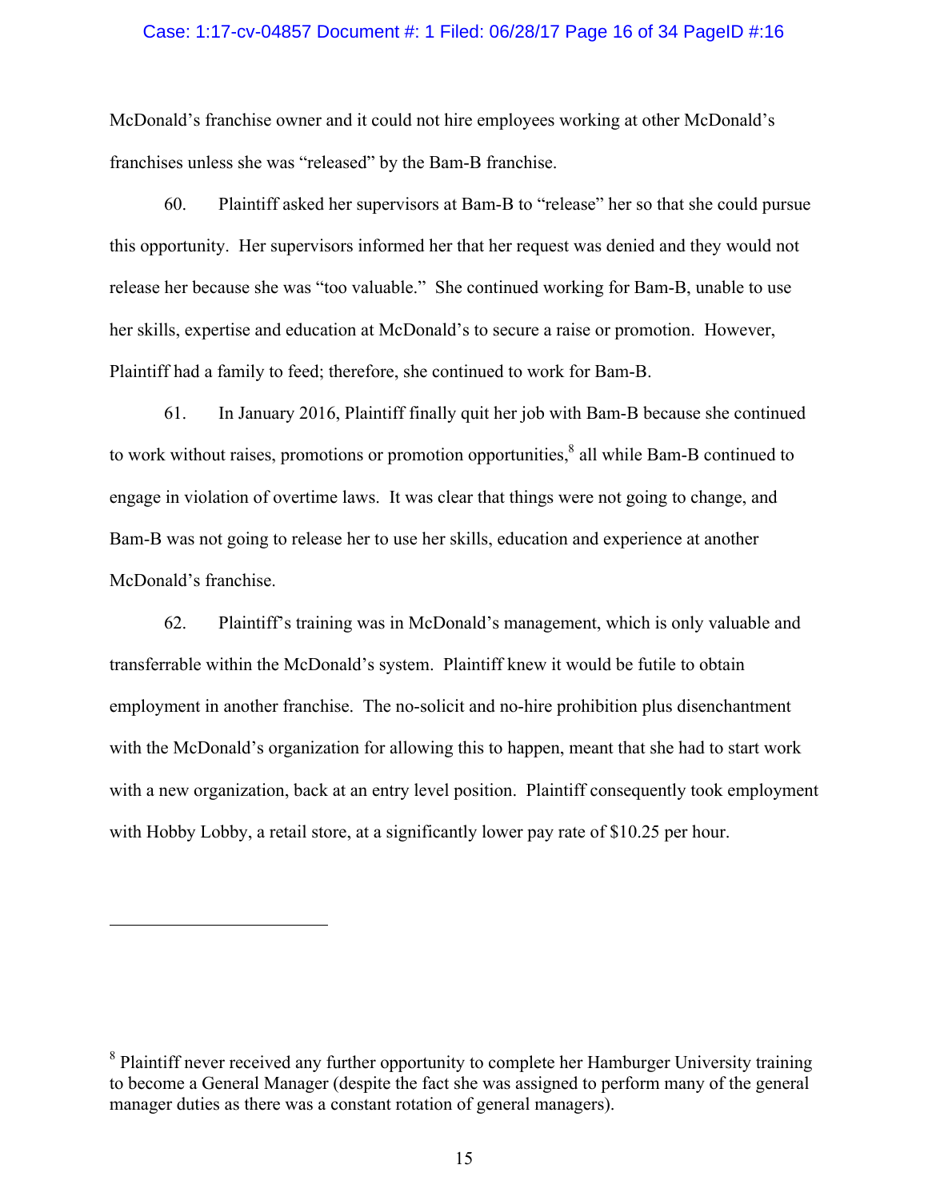McDonald's franchise owner and it could not hire employees working at other McDonald's franchises unless she was "released" by the Bam-B franchise.

60. Plaintiff asked her supervisors at Bam-B to "release" her so that she could pursue this opportunity. Her supervisors informed her that her request was denied and they would not release her because she was "too valuable." She continued working for Bam-B, unable to use her skills, expertise and education at McDonald's to secure a raise or promotion. However, Plaintiff had a family to feed; therefore, she continued to work for Bam-B.

61. In January 2016, Plaintiff finally quit her job with Bam-B because she continued to work without raises, promotions or promotion opportunities,[8] all while Bam-B continued to engage in violation of overtime laws. It was clear that things were not going to change, and Bam-B was not going to release her to use her skills, education and experience at another McDonald's franchise.

62. Plaintiff's training was in McDonald's management, which is only valuable and transferrable within the McDonald's system. Plaintiff knew it would be futile to obtain employment in another franchise. The no-solicit and no-hire prohibition plus disenchantment with the McDonald's organization for allowing this to happen, meant that she had to start work with a new organization, back at an entry level position. Plaintiff consequently took employment with Hobby Lobby, a retail store, at a significantly lower pay rate of $10.25 per hour.

---

[8] Plaintiff never received any further opportunity to complete her Hamburger University training to become a General Manager (despite the fact she was assigned to perform many of the general manager duties as there was a constant rotation of general managers).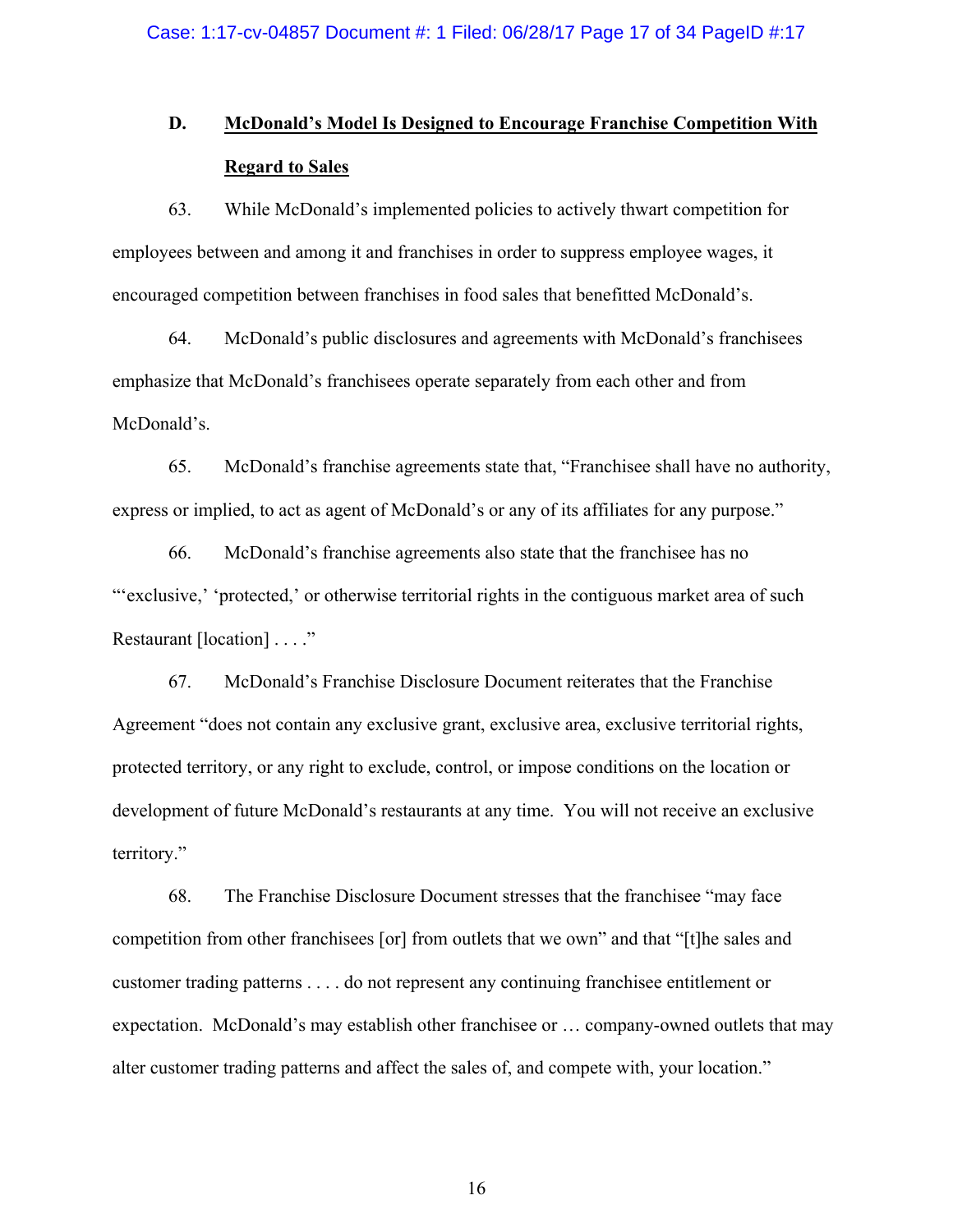### D. McDonald's Model Is Designed to Encourage Franchise Competition With Regard to Sales

63. While McDonald's implemented policies to actively thwart competition for employees between and among it and franchises in order to suppress employee wages, it encouraged competition between franchises in food sales that benefitted McDonald's.

64. McDonald's public disclosures and agreements with McDonald's franchisees emphasize that McDonald's franchisees operate separately from each other and from McDonald's.

65. McDonald's franchise agreements state that, "Franchisee shall have no authority, express or implied, to act as agent of McDonald's or any of its affiliates for any purpose."

66. McDonald's franchise agreements also state that the franchisee has no "'exclusive,' 'protected,' or otherwise territorial rights in the contiguous market area of such Restaurant [location] . . . ."

67. McDonald's Franchise Disclosure Document reiterates that the Franchise Agreement "does not contain any exclusive grant, exclusive area, exclusive territorial rights, protected territory, or any right to exclude, control, or impose conditions on the location or development of future McDonald's restaurants at any time. You will not receive an exclusive territory."

68. The Franchise Disclosure Document stresses that the franchisee "may face competition from other franchisees [or] from outlets that we own" and that "[t]he sales and customer trading patterns . . . . do not represent any continuing franchisee entitlement or expectation. McDonald's may establish other franchisee or … company-owned outlets that may alter customer trading patterns and affect the sales of, and compete with, your location."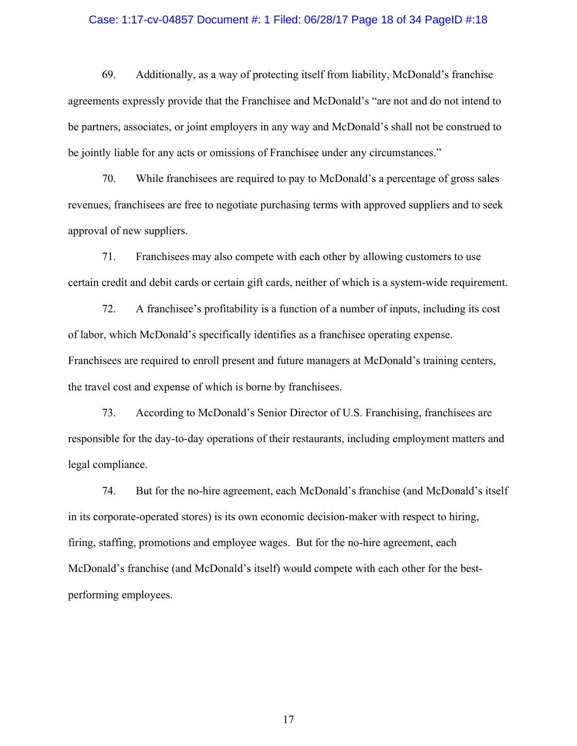69. Additionally, as a way of protecting itself from liability, McDonald's franchise agreements expressly provide that the Franchisee and McDonald's "are not and do not intend to be partners, associates, or joint employers in any way and McDonald's shall not be construed to be jointly liable for any acts or omissions of Franchisee under any circumstances."

70. While franchisees are required to pay to McDonald's a percentage of gross sales revenues, franchisees are free to negotiate purchasing terms with approved suppliers and to seek approval of new suppliers.

71. Franchisees may also compete with each other by allowing customers to use certain credit and debit cards or certain gift cards, neither of which is a system-wide requirement.

72. A franchisee's profitability is a function of a number of inputs, including its cost of labor, which McDonald's specifically identifies as a franchisee operating expense. Franchisees are required to enroll present and future managers at McDonald's training centers, the travel cost and expense of which is borne by franchisees.

73. According to McDonald's Senior Director of U.S. Franchising, franchisees are responsible for the day-to-day operations of their restaurants, including employment matters and legal compliance.

74. But for the no-hire agreement, each McDonald's franchise (and McDonald's itself in its corporate-operated stores) is its own economic decision-maker with respect to hiring, firing, staffing, promotions and employee wages. But for the no-hire agreement, each McDonald's franchise (and McDonald's itself) would compete with each other for the best-performing employees.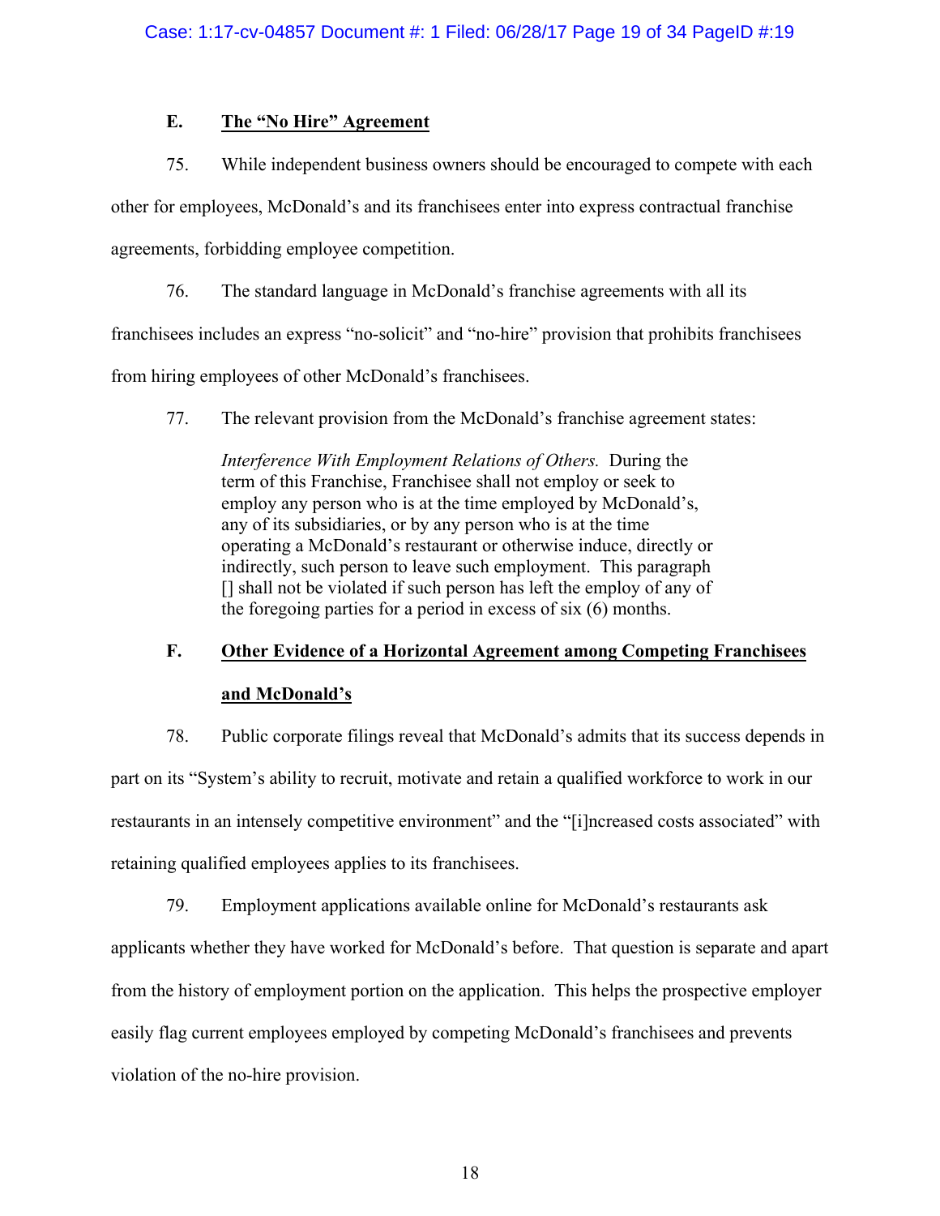### E. The "No Hire" Agreement

75. While independent business owners should be encouraged to compete with each other for employees, McDonald's and its franchisees enter into express contractual franchise agreements, forbidding employee competition.

76. The standard language in McDonald's franchise agreements with all its franchisees includes an express "no-solicit" and "no-hire" provision that prohibits franchisees from hiring employees of other McDonald's franchisees.

77. The relevant provision from the McDonald's franchise agreement states:

> *Interference With Employment Relations of Others.* During the term of this Franchise, Franchisee shall not employ or seek to employ any person who is at the time employed by McDonald's, any of its subsidiaries, or by any person who is at the time operating a McDonald's restaurant or otherwise induce, directly or indirectly, such person to leave such employment. This paragraph [] shall not be violated if such person has left the employ of any of the foregoing parties for a period in excess of six (6) months.

### F. Other Evidence of a Horizontal Agreement among Competing Franchisees and McDonald's

78. Public corporate filings reveal that McDonald's admits that its success depends in part on its "System's ability to recruit, motivate and retain a qualified workforce to work in our restaurants in an intensely competitive environment" and the "[i]ncreased costs associated" with retaining qualified employees applies to its franchisees.

79. Employment applications available online for McDonald's restaurants ask applicants whether they have worked for McDonald's before. That question is separate and apart from the history of employment portion on the application. This helps the prospective employer easily flag current employees employed by competing McDonald's franchisees and prevents violation of the no-hire provision.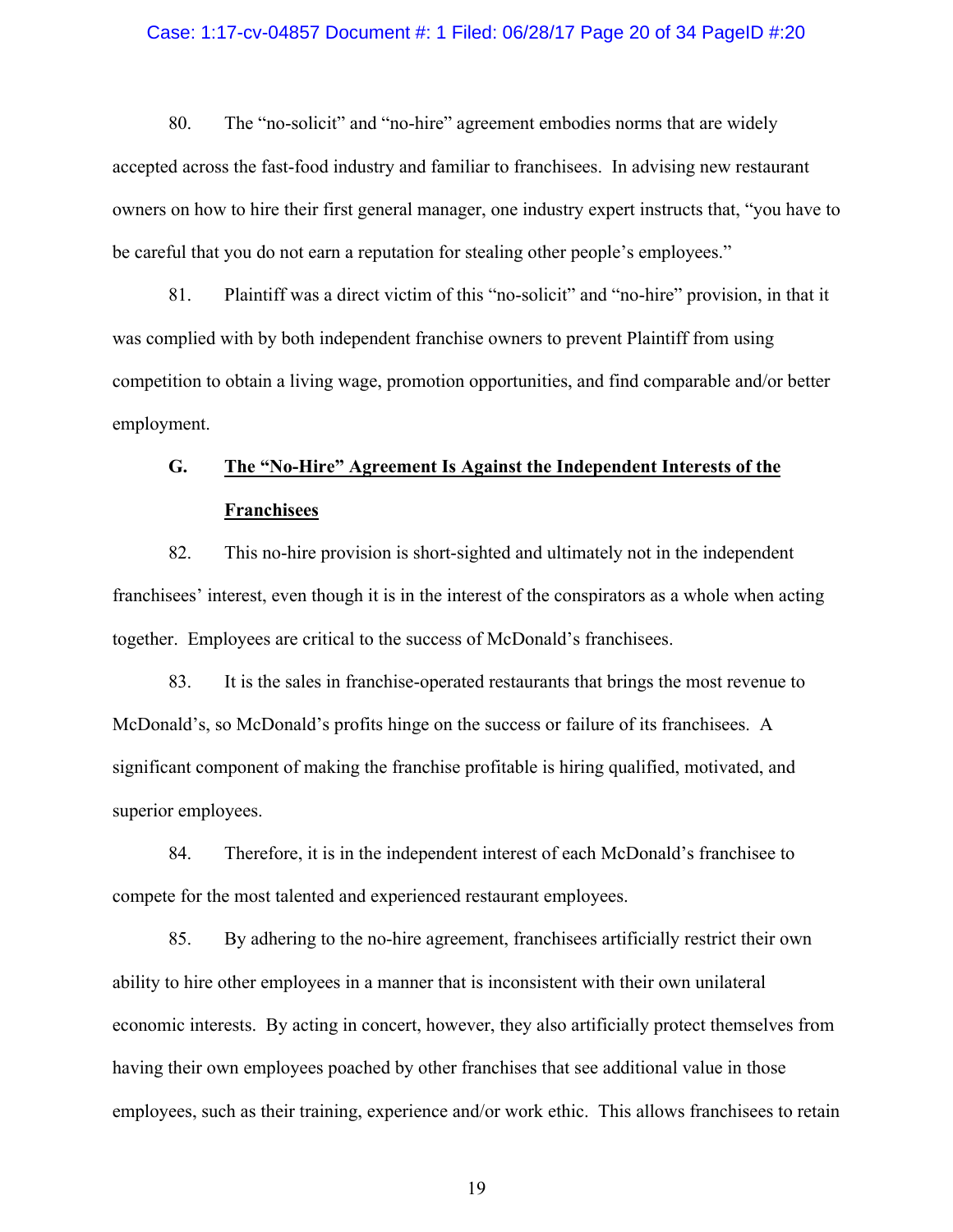80. The "no-solicit" and "no-hire" agreement embodies norms that are widely accepted across the fast-food industry and familiar to franchisees. In advising new restaurant owners on how to hire their first general manager, one industry expert instructs that, "you have to be careful that you do not earn a reputation for stealing other people's employees."

81. Plaintiff was a direct victim of this "no-solicit" and "no-hire" provision, in that it was complied with by both independent franchise owners to prevent Plaintiff from using competition to obtain a living wage, promotion opportunities, and find comparable and/or better employment.

## G. <u>The "No-Hire" Agreement Is Against the Independent Interests of the Franchisees</u>

82. This no-hire provision is short-sighted and ultimately not in the independent franchisees' interest, even though it is in the interest of the conspirators as a whole when acting together. Employees are critical to the success of McDonald's franchisees.

83. It is the sales in franchise-operated restaurants that brings the most revenue to McDonald's, so McDonald's profits hinge on the success or failure of its franchisees. A significant component of making the franchise profitable is hiring qualified, motivated, and superior employees.

84. Therefore, it is in the independent interest of each McDonald's franchisee to compete for the most talented and experienced restaurant employees.

85. By adhering to the no-hire agreement, franchisees artificially restrict their own ability to hire other employees in a manner that is inconsistent with their own unilateral economic interests. By acting in concert, however, they also artificially protect themselves from having their own employees poached by other franchises that see additional value in those employees, such as their training, experience and/or work ethic. This allows franchisees to retain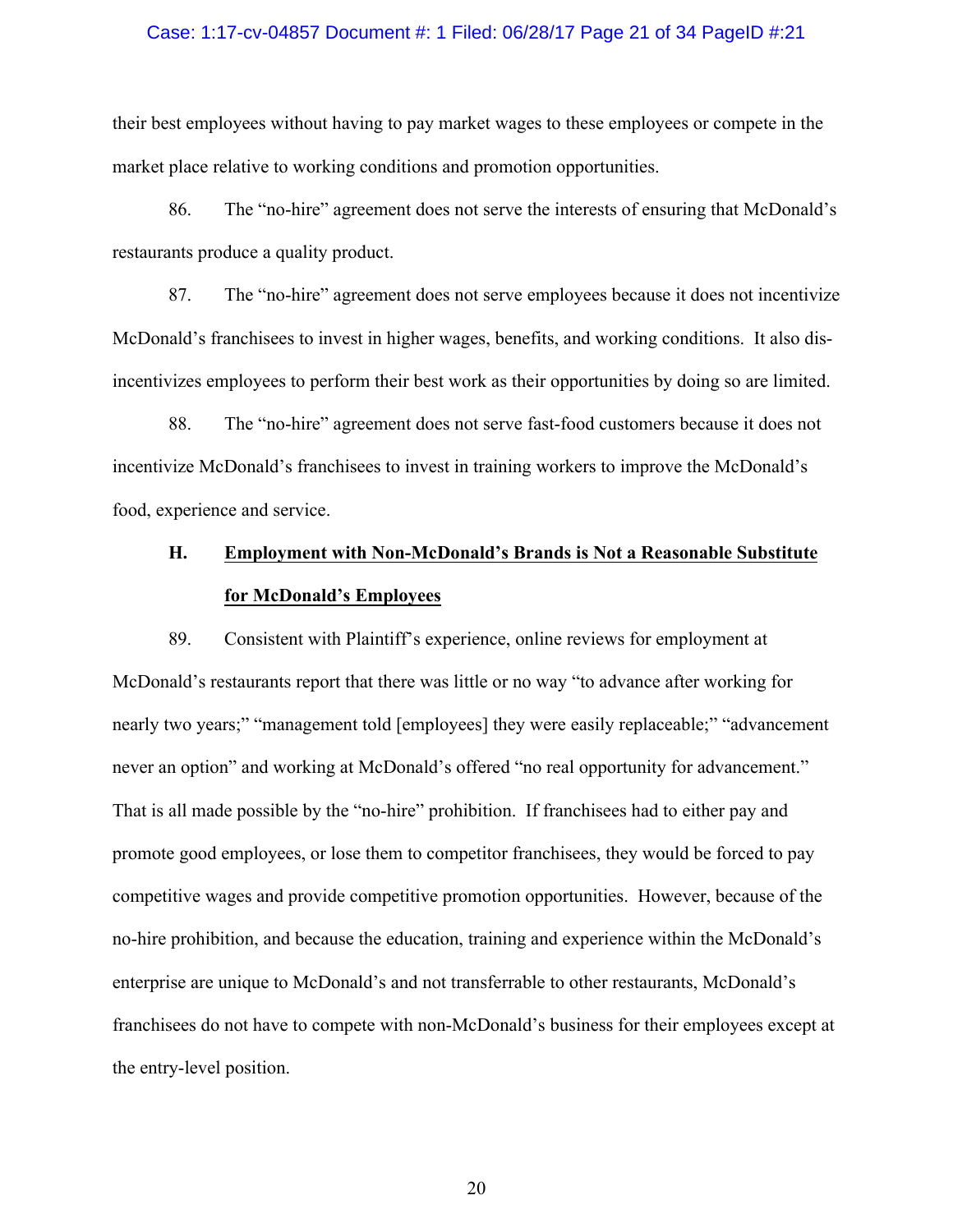their best employees without having to pay market wages to these employees or compete in the market place relative to working conditions and promotion opportunities.

86. The "no-hire" agreement does not serve the interests of ensuring that McDonald's restaurants produce a quality product.

87. The "no-hire" agreement does not serve employees because it does not incentivize McDonald's franchisees to invest in higher wages, benefits, and working conditions. It also dis-incentivizes employees to perform their best work as their opportunities by doing so are limited.

88. The "no-hire" agreement does not serve fast-food customers because it does not incentivize McDonald's franchisees to invest in training workers to improve the McDonald's food, experience and service.

### H. <u>Employment with Non-McDonald's Brands is Not a Reasonable Substitute for McDonald's Employees</u>

89. Consistent with Plaintiff's experience, online reviews for employment at McDonald's restaurants report that there was little or no way "to advance after working for nearly two years;" "management told [employees] they were easily replaceable;" "advancement never an option" and working at McDonald's offered "no real opportunity for advancement." That is all made possible by the "no-hire" prohibition. If franchisees had to either pay and promote good employees, or lose them to competitor franchisees, they would be forced to pay competitive wages and provide competitive promotion opportunities. However, because of the no-hire prohibition, and because the education, training and experience within the McDonald's enterprise are unique to McDonald's and not transferrable to other restaurants, McDonald's franchisees do not have to compete with non-McDonald's business for their employees except at the entry-level position.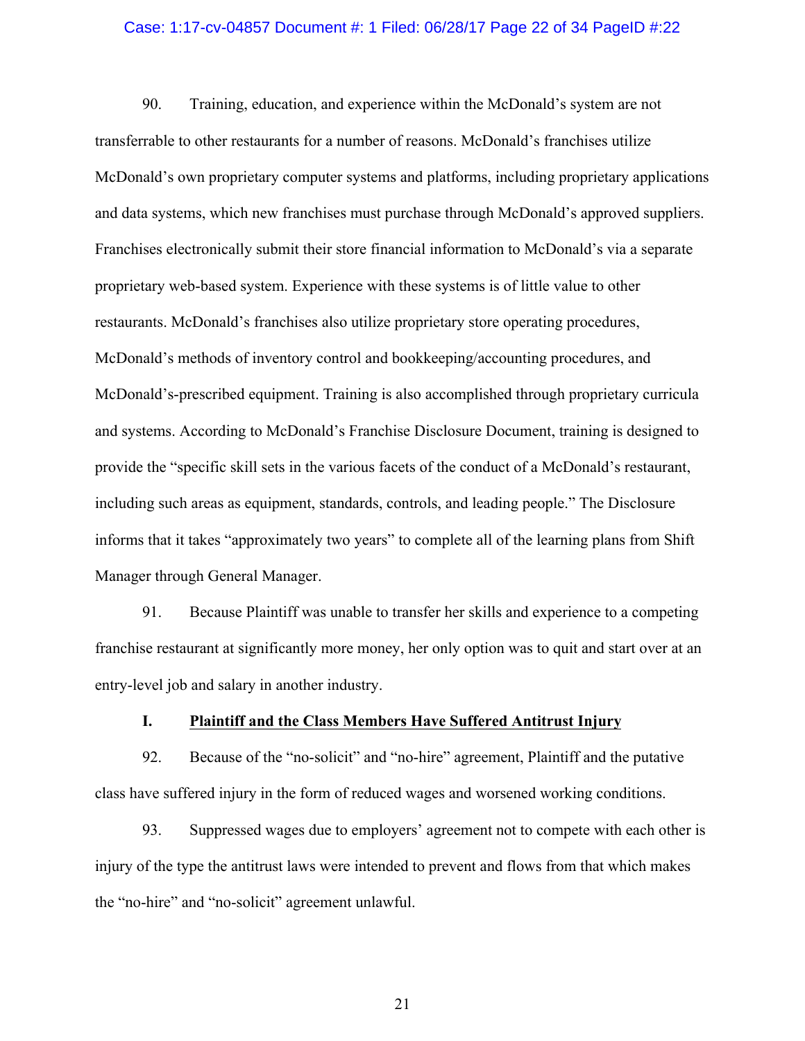90. Training, education, and experience within the McDonald's system are not transferrable to other restaurants for a number of reasons. McDonald's franchises utilize McDonald's own proprietary computer systems and platforms, including proprietary applications and data systems, which new franchises must purchase through McDonald's approved suppliers. Franchises electronically submit their store financial information to McDonald's via a separate proprietary web-based system. Experience with these systems is of little value to other restaurants. McDonald's franchises also utilize proprietary store operating procedures, McDonald's methods of inventory control and bookkeeping/accounting procedures, and McDonald's-prescribed equipment. Training is also accomplished through proprietary curricula and systems. According to McDonald's Franchise Disclosure Document, training is designed to provide the "specific skill sets in the various facets of the conduct of a McDonald's restaurant, including such areas as equipment, standards, controls, and leading people." The Disclosure informs that it takes "approximately two years" to complete all of the learning plans from Shift Manager through General Manager.

91. Because Plaintiff was unable to transfer her skills and experience to a competing franchise restaurant at significantly more money, her only option was to quit and start over at an entry-level job and salary in another industry.

### I. Plaintiff and the Class Members Have Suffered Antitrust Injury

92. Because of the "no-solicit" and "no-hire" agreement, Plaintiff and the putative class have suffered injury in the form of reduced wages and worsened working conditions.

93. Suppressed wages due to employers' agreement not to compete with each other is injury of the type the antitrust laws were intended to prevent and flows from that which makes the "no-hire" and "no-solicit" agreement unlawful.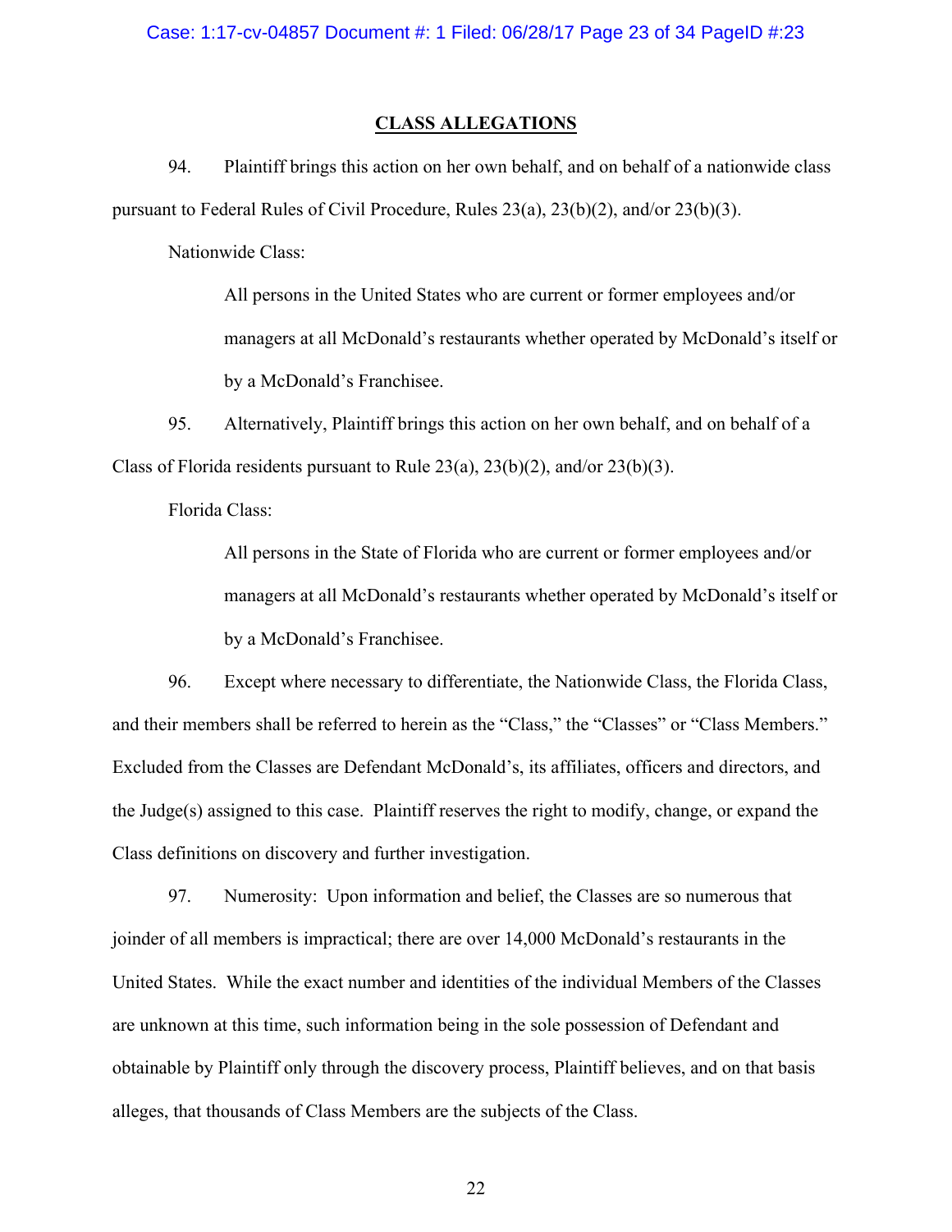## CLASS ALLEGATIONS

94. Plaintiff brings this action on her own behalf, and on behalf of a nationwide class pursuant to Federal Rules of Civil Procedure, Rules 23(a), 23(b)(2), and/or 23(b)(3).

Nationwide Class:

> All persons in the United States who are current or former employees and/or managers at all McDonald's restaurants whether operated by McDonald's itself or by a McDonald's Franchisee.

95. Alternatively, Plaintiff brings this action on her own behalf, and on behalf of a Class of Florida residents pursuant to Rule 23(a), 23(b)(2), and/or 23(b)(3).

Florida Class:

> All persons in the State of Florida who are current or former employees and/or managers at all McDonald's restaurants whether operated by McDonald's itself or by a McDonald's Franchisee.

96. Except where necessary to differentiate, the Nationwide Class, the Florida Class, and their members shall be referred to herein as the "Class," the "Classes" or "Class Members." Excluded from the Classes are Defendant McDonald's, its affiliates, officers and directors, and the Judge(s) assigned to this case. Plaintiff reserves the right to modify, change, or expand the Class definitions on discovery and further investigation.

97. Numerosity: Upon information and belief, the Classes are so numerous that joinder of all members is impractical; there are over 14,000 McDonald's restaurants in the United States. While the exact number and identities of the individual Members of the Classes are unknown at this time, such information being in the sole possession of Defendant and obtainable by Plaintiff only through the discovery process, Plaintiff believes, and on that basis alleges, that thousands of Class Members are the subjects of the Class.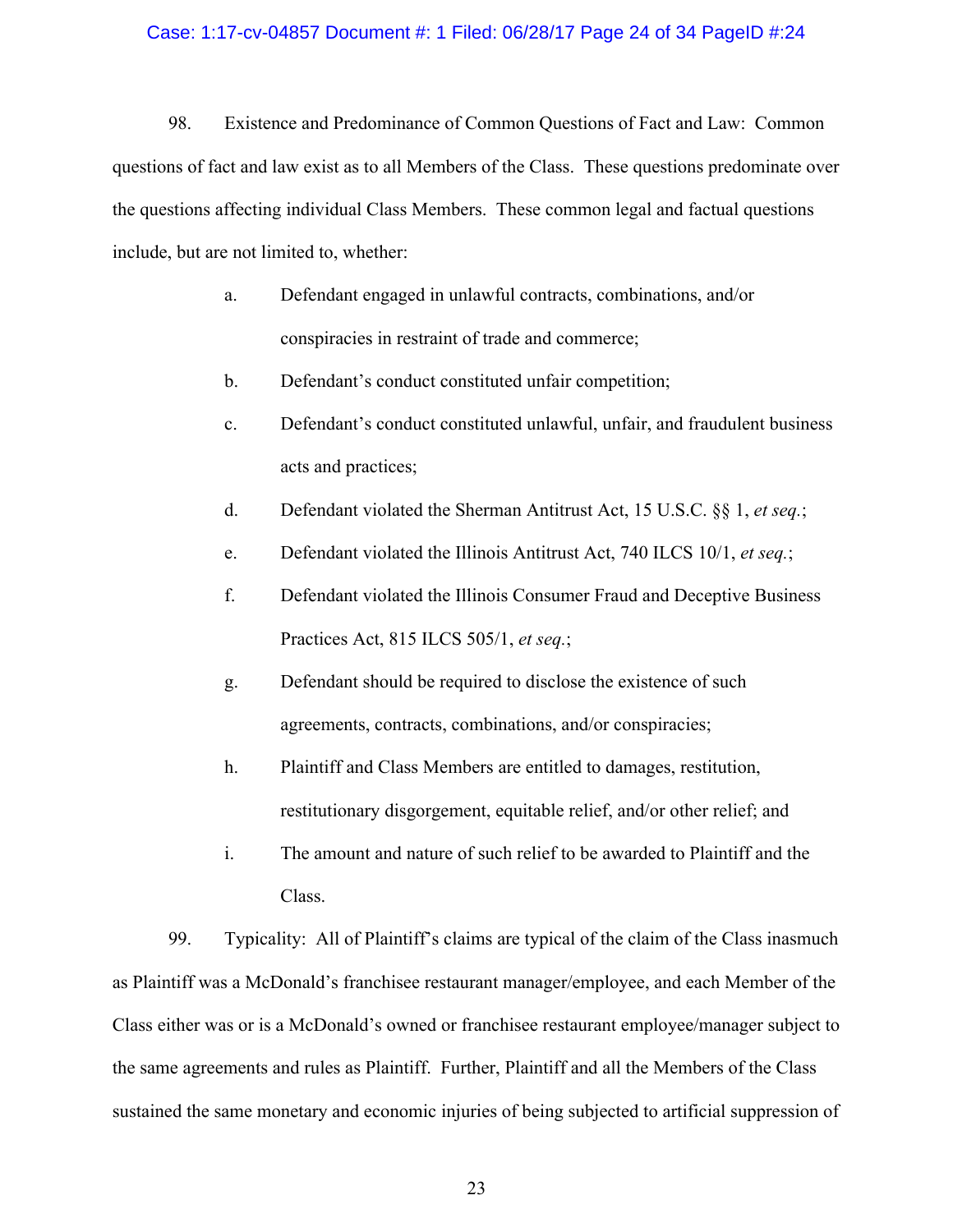98. Existence and Predominance of Common Questions of Fact and Law: Common questions of fact and law exist as to all Members of the Class. These questions predominate over the questions affecting individual Class Members. These common legal and factual questions include, but are not limited to, whether:

a. Defendant engaged in unlawful contracts, combinations, and/or conspiracies in restraint of trade and commerce;

b. Defendant's conduct constituted unfair competition;

c. Defendant's conduct constituted unlawful, unfair, and fraudulent business acts and practices;

d. Defendant violated the Sherman Antitrust Act, 15 U.S.C. §§ 1, *et seq.*;

e. Defendant violated the Illinois Antitrust Act, 740 ILCS 10/1, *et seq.*;

f. Defendant violated the Illinois Consumer Fraud and Deceptive Business Practices Act, 815 ILCS 505/1, *et seq.*;

g. Defendant should be required to disclose the existence of such agreements, contracts, combinations, and/or conspiracies;

h. Plaintiff and Class Members are entitled to damages, restitution, restitutionary disgorgement, equitable relief, and/or other relief; and

i. The amount and nature of such relief to be awarded to Plaintiff and the Class.

99. Typicality: All of Plaintiff's claims are typical of the claim of the Class inasmuch as Plaintiff was a McDonald's franchisee restaurant manager/employee, and each Member of the Class either was or is a McDonald's owned or franchisee restaurant employee/manager subject to the same agreements and rules as Plaintiff. Further, Plaintiff and all the Members of the Class sustained the same monetary and economic injuries of being subjected to artificial suppression of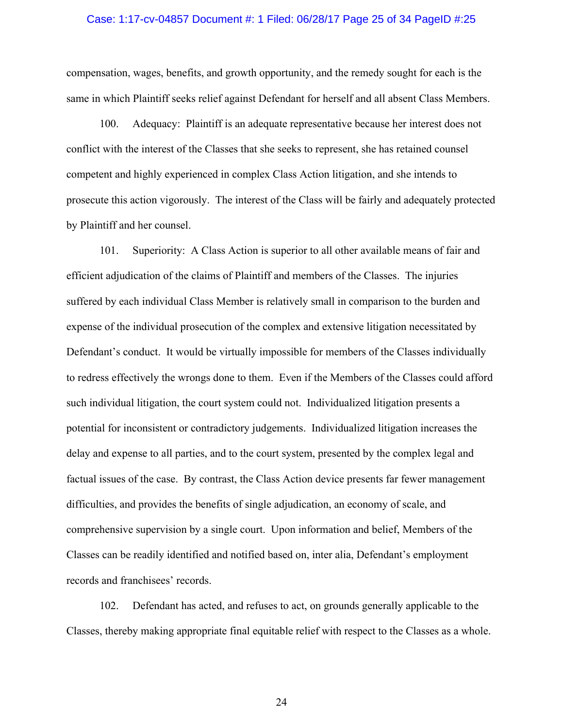compensation, wages, benefits, and growth opportunity, and the remedy sought for each is the same in which Plaintiff seeks relief against Defendant for herself and all absent Class Members.

100. Adequacy: Plaintiff is an adequate representative because her interest does not conflict with the interest of the Classes that she seeks to represent, she has retained counsel competent and highly experienced in complex Class Action litigation, and she intends to prosecute this action vigorously. The interest of the Class will be fairly and adequately protected by Plaintiff and her counsel.

101. Superiority: A Class Action is superior to all other available means of fair and efficient adjudication of the claims of Plaintiff and members of the Classes. The injuries suffered by each individual Class Member is relatively small in comparison to the burden and expense of the individual prosecution of the complex and extensive litigation necessitated by Defendant's conduct. It would be virtually impossible for members of the Classes individually to redress effectively the wrongs done to them. Even if the Members of the Classes could afford such individual litigation, the court system could not. Individualized litigation presents a potential for inconsistent or contradictory judgements. Individualized litigation increases the delay and expense to all parties, and to the court system, presented by the complex legal and factual issues of the case. By contrast, the Class Action device presents far fewer management difficulties, and provides the benefits of single adjudication, an economy of scale, and comprehensive supervision by a single court. Upon information and belief, Members of the Classes can be readily identified and notified based on, inter alia, Defendant's employment records and franchisees' records.

102. Defendant has acted, and refuses to act, on grounds generally applicable to the Classes, thereby making appropriate final equitable relief with respect to the Classes as a whole.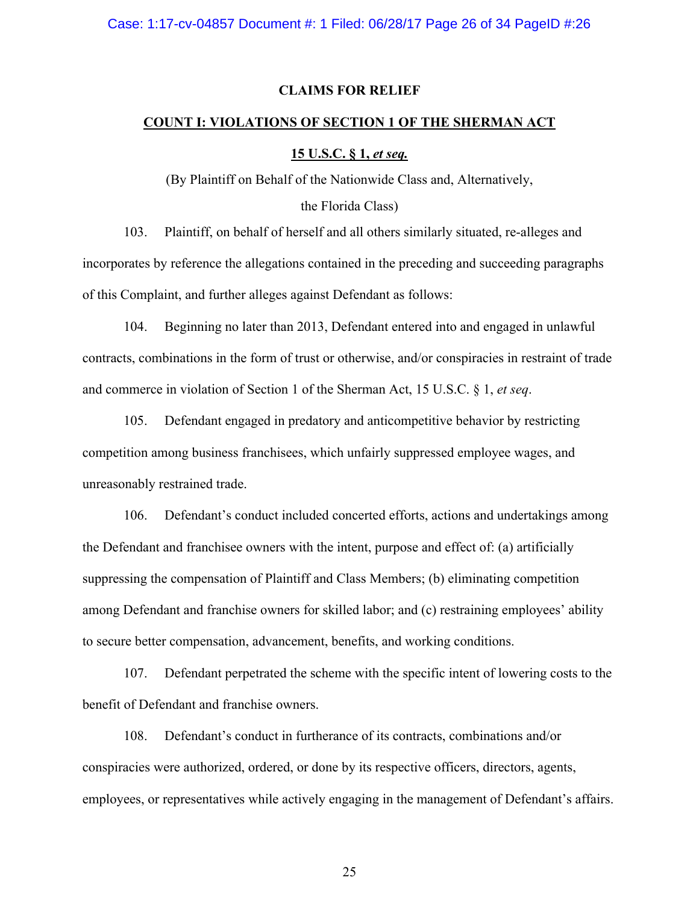## CLAIMS FOR RELIEF

### COUNT I: VIOLATIONS OF SECTION 1 OF THE SHERMAN ACT

### 15 U.S.C. § 1, *et seq.*

(By Plaintiff on Behalf of the Nationwide Class and, Alternatively, the Florida Class)

103. Plaintiff, on behalf of herself and all others similarly situated, re-alleges and incorporates by reference the allegations contained in the preceding and succeeding paragraphs of this Complaint, and further alleges against Defendant as follows:

104. Beginning no later than 2013, Defendant entered into and engaged in unlawful contracts, combinations in the form of trust or otherwise, and/or conspiracies in restraint of trade and commerce in violation of Section 1 of the Sherman Act, 15 U.S.C. § 1, *et seq*.

105. Defendant engaged in predatory and anticompetitive behavior by restricting competition among business franchisees, which unfairly suppressed employee wages, and unreasonably restrained trade.

106. Defendant's conduct included concerted efforts, actions and undertakings among the Defendant and franchisee owners with the intent, purpose and effect of: (a) artificially suppressing the compensation of Plaintiff and Class Members; (b) eliminating competition among Defendant and franchise owners for skilled labor; and (c) restraining employees' ability to secure better compensation, advancement, benefits, and working conditions.

107. Defendant perpetrated the scheme with the specific intent of lowering costs to the benefit of Defendant and franchise owners.

108. Defendant's conduct in furtherance of its contracts, combinations and/or conspiracies were authorized, ordered, or done by its respective officers, directors, agents, employees, or representatives while actively engaging in the management of Defendant's affairs.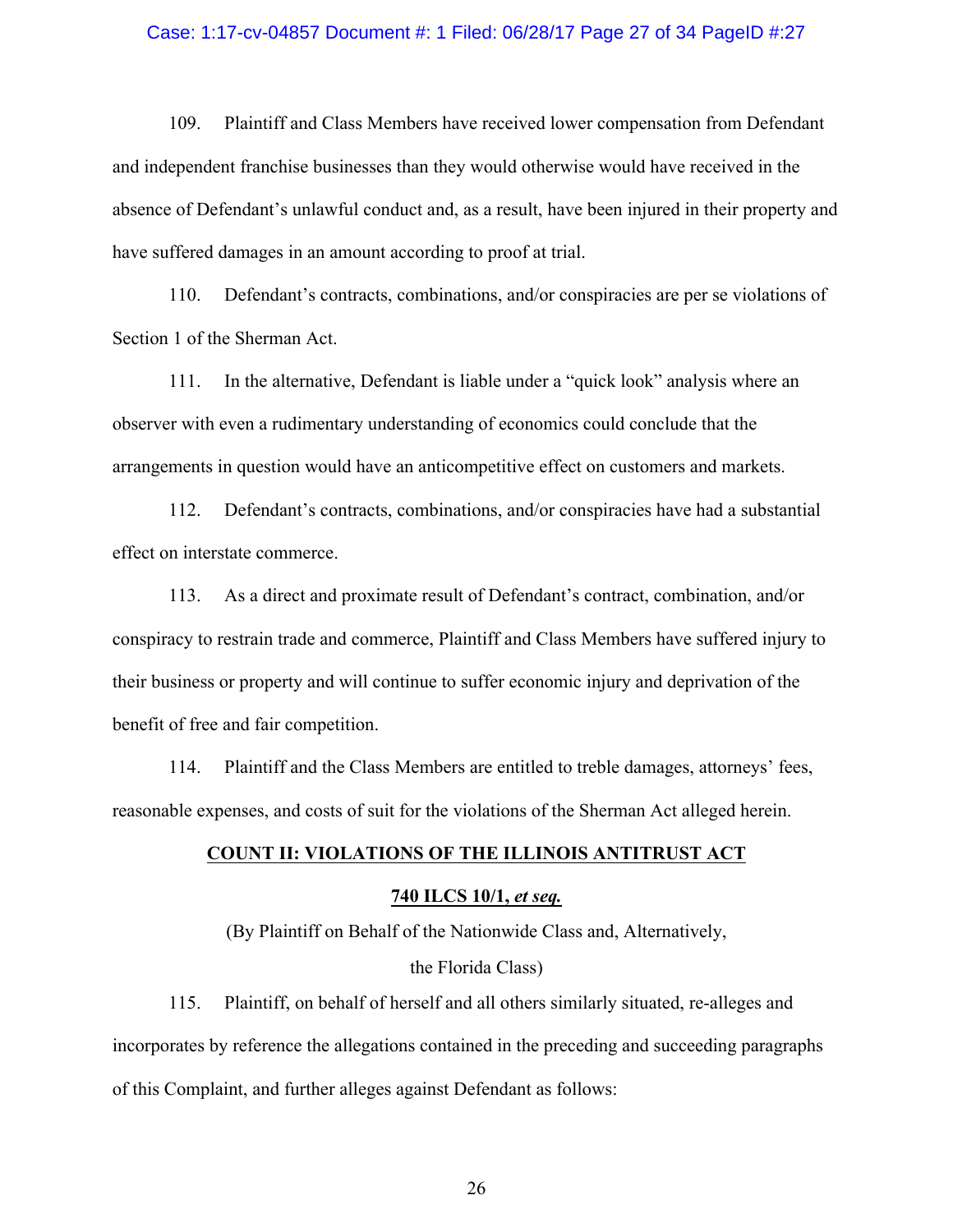109. Plaintiff and Class Members have received lower compensation from Defendant and independent franchise businesses than they would otherwise would have received in the absence of Defendant's unlawful conduct and, as a result, have been injured in their property and have suffered damages in an amount according to proof at trial.

110. Defendant's contracts, combinations, and/or conspiracies are per se violations of Section 1 of the Sherman Act.

111. In the alternative, Defendant is liable under a "quick look" analysis where an observer with even a rudimentary understanding of economics could conclude that the arrangements in question would have an anticompetitive effect on customers and markets.

112. Defendant's contracts, combinations, and/or conspiracies have had a substantial effect on interstate commerce.

113. As a direct and proximate result of Defendant's contract, combination, and/or conspiracy to restrain trade and commerce, Plaintiff and Class Members have suffered injury to their business or property and will continue to suffer economic injury and deprivation of the benefit of free and fair competition.

114. Plaintiff and the Class Members are entitled to treble damages, attorneys' fees, reasonable expenses, and costs of suit for the violations of the Sherman Act alleged herein.

## COUNT II: VIOLATIONS OF THE ILLINOIS ANTITRUST ACT

## 740 ILCS 10/1, *et seq.*

(By Plaintiff on Behalf of the Nationwide Class and, Alternatively, the Florida Class)

115. Plaintiff, on behalf of herself and all others similarly situated, re-alleges and incorporates by reference the allegations contained in the preceding and succeeding paragraphs of this Complaint, and further alleges against Defendant as follows: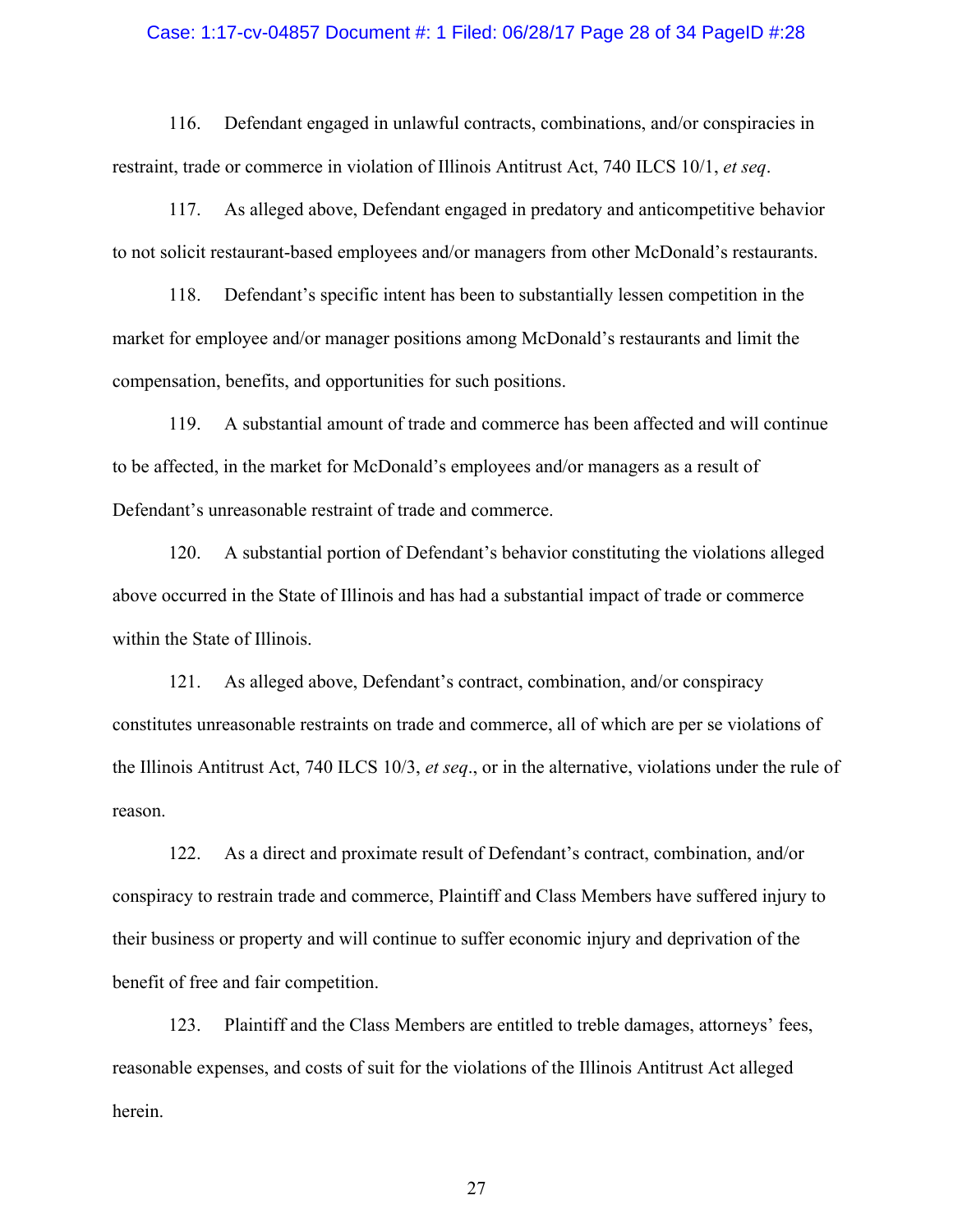116. Defendant engaged in unlawful contracts, combinations, and/or conspiracies in restraint, trade or commerce in violation of Illinois Antitrust Act, 740 ILCS 10/1, *et seq*.

117. As alleged above, Defendant engaged in predatory and anticompetitive behavior to not solicit restaurant-based employees and/or managers from other McDonald's restaurants.

118. Defendant's specific intent has been to substantially lessen competition in the market for employee and/or manager positions among McDonald's restaurants and limit the compensation, benefits, and opportunities for such positions.

119. A substantial amount of trade and commerce has been affected and will continue to be affected, in the market for McDonald's employees and/or managers as a result of Defendant's unreasonable restraint of trade and commerce.

120. A substantial portion of Defendant's behavior constituting the violations alleged above occurred in the State of Illinois and has had a substantial impact of trade or commerce within the State of Illinois.

121. As alleged above, Defendant's contract, combination, and/or conspiracy constitutes unreasonable restraints on trade and commerce, all of which are per se violations of the Illinois Antitrust Act, 740 ILCS 10/3, *et seq*., or in the alternative, violations under the rule of reason.

122. As a direct and proximate result of Defendant's contract, combination, and/or conspiracy to restrain trade and commerce, Plaintiff and Class Members have suffered injury to their business or property and will continue to suffer economic injury and deprivation of the benefit of free and fair competition.

123. Plaintiff and the Class Members are entitled to treble damages, attorneys' fees, reasonable expenses, and costs of suit for the violations of the Illinois Antitrust Act alleged herein.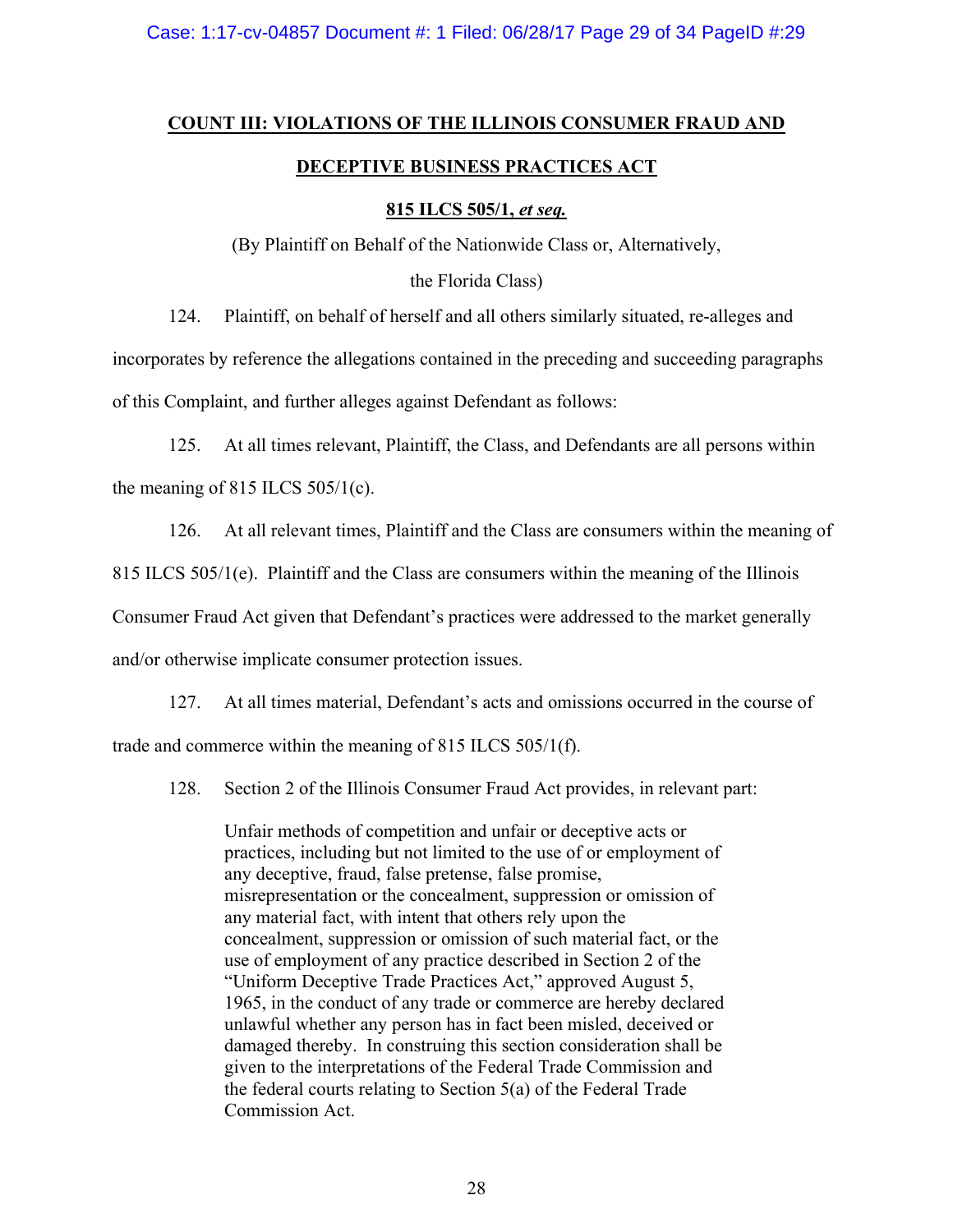**COUNT III: VIOLATIONS OF THE ILLINOIS CONSUMER FRAUD AND DECEPTIVE BUSINESS PRACTICES ACT**

**815 ILCS 505/1, *et seq.***

(By Plaintiff on Behalf of the Nationwide Class or, Alternatively, the Florida Class)

124. Plaintiff, on behalf of herself and all others similarly situated, re-alleges and incorporates by reference the allegations contained in the preceding and succeeding paragraphs of this Complaint, and further alleges against Defendant as follows:

125. At all times relevant, Plaintiff, the Class, and Defendants are all persons within the meaning of 815 ILCS 505/1(c).

126. At all relevant times, Plaintiff and the Class are consumers within the meaning of 815 ILCS 505/1(e). Plaintiff and the Class are consumers within the meaning of the Illinois Consumer Fraud Act given that Defendant's practices were addressed to the market generally and/or otherwise implicate consumer protection issues.

127. At all times material, Defendant's acts and omissions occurred in the course of trade and commerce within the meaning of 815 ILCS 505/1(f).

128. Section 2 of the Illinois Consumer Fraud Act provides, in relevant part:

> Unfair methods of competition and unfair or deceptive acts or practices, including but not limited to the use of or employment of any deceptive, fraud, false pretense, false promise, misrepresentation or the concealment, suppression or omission of any material fact, with intent that others rely upon the concealment, suppression or omission of such material fact, or the use of employment of any practice described in Section 2 of the "Uniform Deceptive Trade Practices Act," approved August 5, 1965, in the conduct of any trade or commerce are hereby declared unlawful whether any person has in fact been misled, deceived or damaged thereby. In construing this section consideration shall be given to the interpretations of the Federal Trade Commission and the federal courts relating to Section 5(a) of the Federal Trade Commission Act.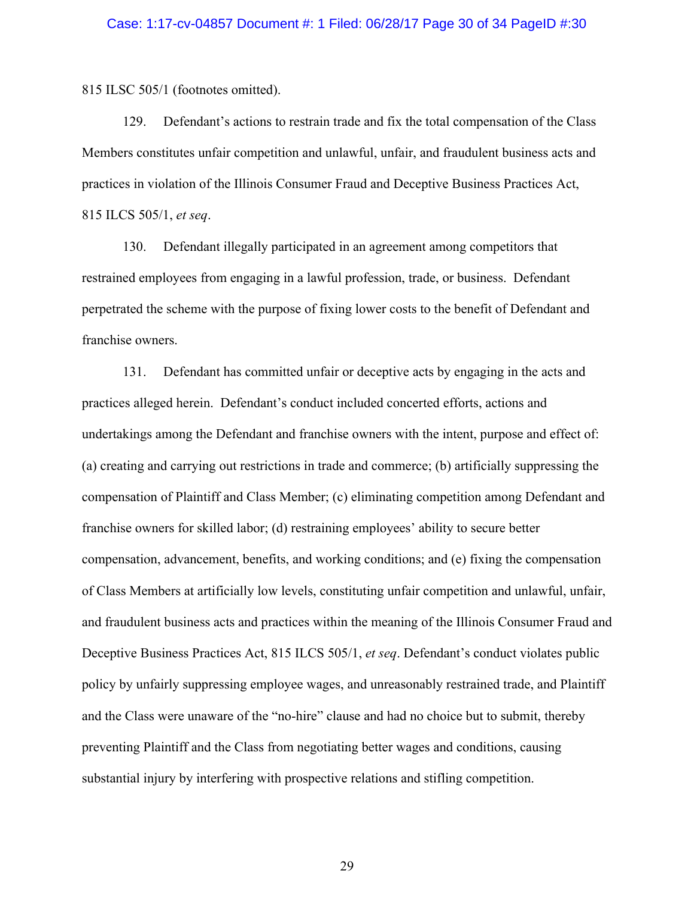815 ILSC 505/1 (footnotes omitted).

129. Defendant's actions to restrain trade and fix the total compensation of the Class Members constitutes unfair competition and unlawful, unfair, and fraudulent business acts and practices in violation of the Illinois Consumer Fraud and Deceptive Business Practices Act, 815 ILCS 505/1, *et seq*.

130. Defendant illegally participated in an agreement among competitors that restrained employees from engaging in a lawful profession, trade, or business. Defendant perpetrated the scheme with the purpose of fixing lower costs to the benefit of Defendant and franchise owners.

131. Defendant has committed unfair or deceptive acts by engaging in the acts and practices alleged herein. Defendant's conduct included concerted efforts, actions and undertakings among the Defendant and franchise owners with the intent, purpose and effect of: (a) creating and carrying out restrictions in trade and commerce; (b) artificially suppressing the compensation of Plaintiff and Class Member; (c) eliminating competition among Defendant and franchise owners for skilled labor; (d) restraining employees' ability to secure better compensation, advancement, benefits, and working conditions; and (e) fixing the compensation of Class Members at artificially low levels, constituting unfair competition and unlawful, unfair, and fraudulent business acts and practices within the meaning of the Illinois Consumer Fraud and Deceptive Business Practices Act, 815 ILCS 505/1, *et seq*. Defendant's conduct violates public policy by unfairly suppressing employee wages, and unreasonably restrained trade, and Plaintiff and the Class were unaware of the "no-hire" clause and had no choice but to submit, thereby preventing Plaintiff and the Class from negotiating better wages and conditions, causing substantial injury by interfering with prospective relations and stifling competition.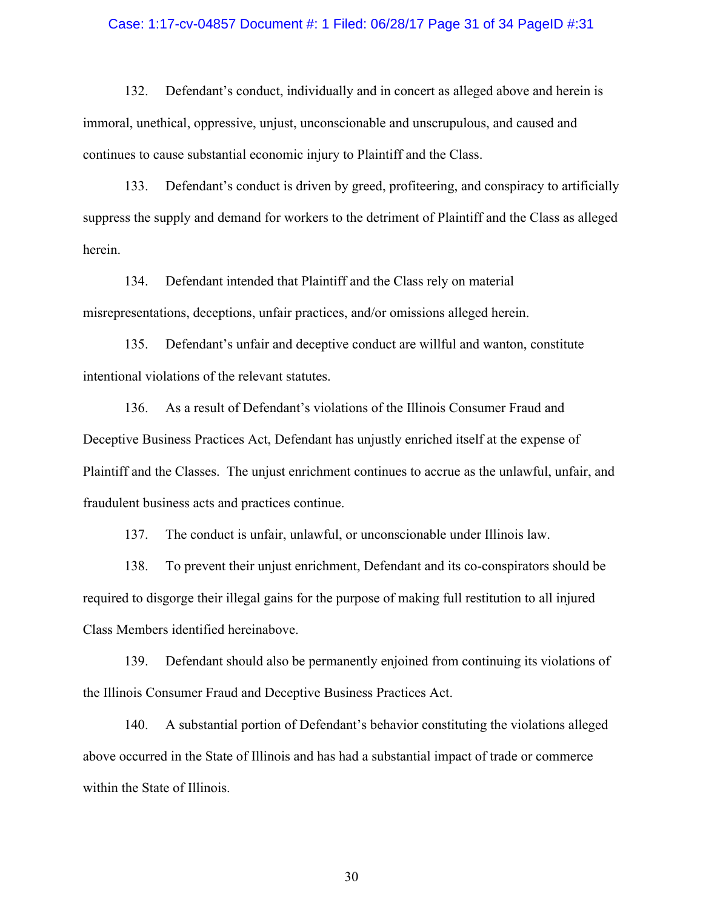132. Defendant's conduct, individually and in concert as alleged above and herein is immoral, unethical, oppressive, unjust, unconscionable and unscrupulous, and caused and continues to cause substantial economic injury to Plaintiff and the Class.

133. Defendant's conduct is driven by greed, profiteering, and conspiracy to artificially suppress the supply and demand for workers to the detriment of Plaintiff and the Class as alleged herein.

134. Defendant intended that Plaintiff and the Class rely on material misrepresentations, deceptions, unfair practices, and/or omissions alleged herein.

135. Defendant's unfair and deceptive conduct are willful and wanton, constitute intentional violations of the relevant statutes.

136. As a result of Defendant's violations of the Illinois Consumer Fraud and Deceptive Business Practices Act, Defendant has unjustly enriched itself at the expense of Plaintiff and the Classes. The unjust enrichment continues to accrue as the unlawful, unfair, and fraudulent business acts and practices continue.

137. The conduct is unfair, unlawful, or unconscionable under Illinois law.

138. To prevent their unjust enrichment, Defendant and its co-conspirators should be required to disgorge their illegal gains for the purpose of making full restitution to all injured Class Members identified hereinabove.

139. Defendant should also be permanently enjoined from continuing its violations of the Illinois Consumer Fraud and Deceptive Business Practices Act.

140. A substantial portion of Defendant's behavior constituting the violations alleged above occurred in the State of Illinois and has had a substantial impact of trade or commerce within the State of Illinois.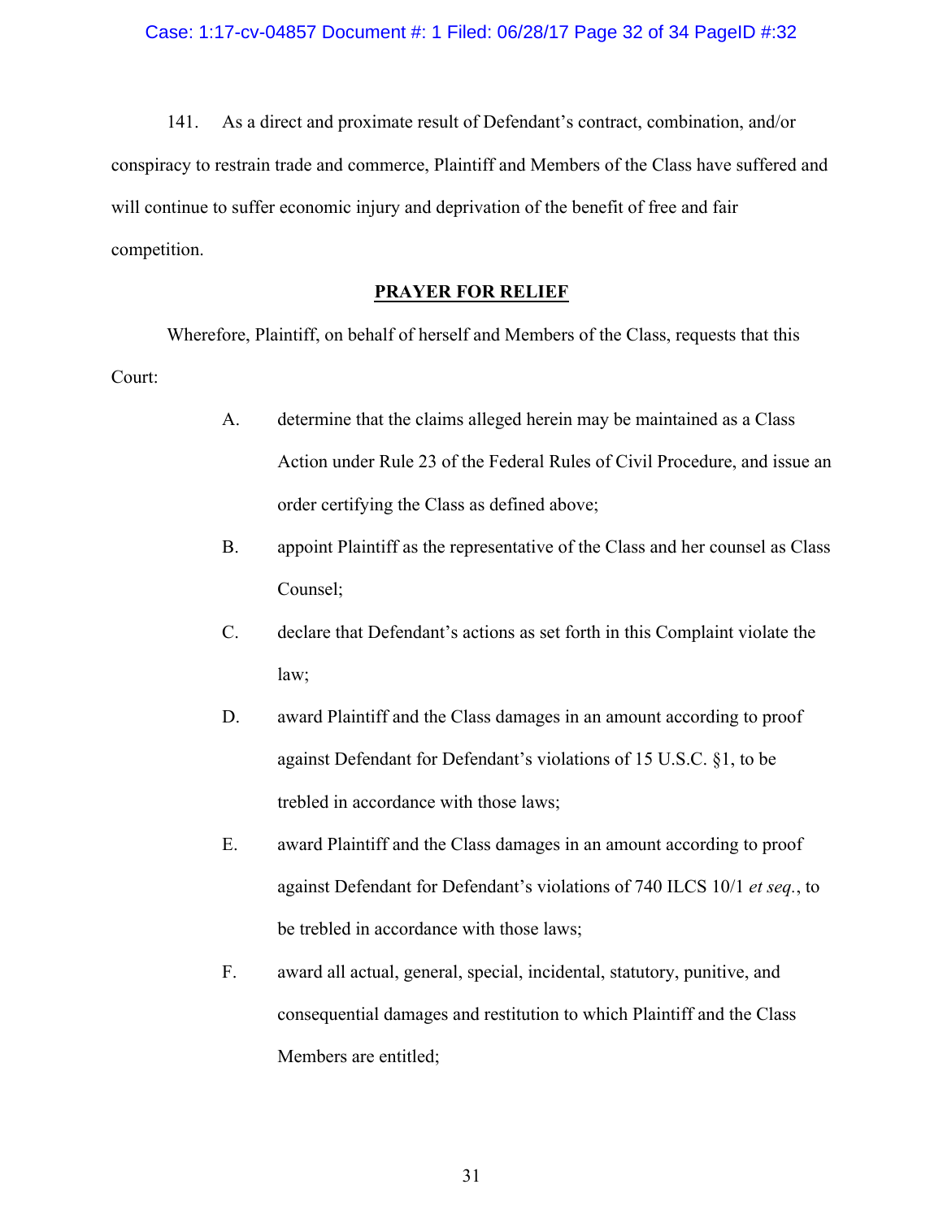141. As a direct and proximate result of Defendant's contract, combination, and/or conspiracy to restrain trade and commerce, Plaintiff and Members of the Class have suffered and will continue to suffer economic injury and deprivation of the benefit of free and fair competition.

## PRAYER FOR RELIEF

Wherefore, Plaintiff, on behalf of herself and Members of the Class, requests that this Court:

A. determine that the claims alleged herein may be maintained as a Class Action under Rule 23 of the Federal Rules of Civil Procedure, and issue an order certifying the Class as defined above;

B. appoint Plaintiff as the representative of the Class and her counsel as Class Counsel;

C. declare that Defendant's actions as set forth in this Complaint violate the law;

D. award Plaintiff and the Class damages in an amount according to proof against Defendant for Defendant's violations of 15 U.S.C. §1, to be trebled in accordance with those laws;

E. award Plaintiff and the Class damages in an amount according to proof against Defendant for Defendant's violations of 740 ILCS 10/1 *et seq.*, to be trebled in accordance with those laws;

F. award all actual, general, special, incidental, statutory, punitive, and consequential damages and restitution to which Plaintiff and the Class Members are entitled;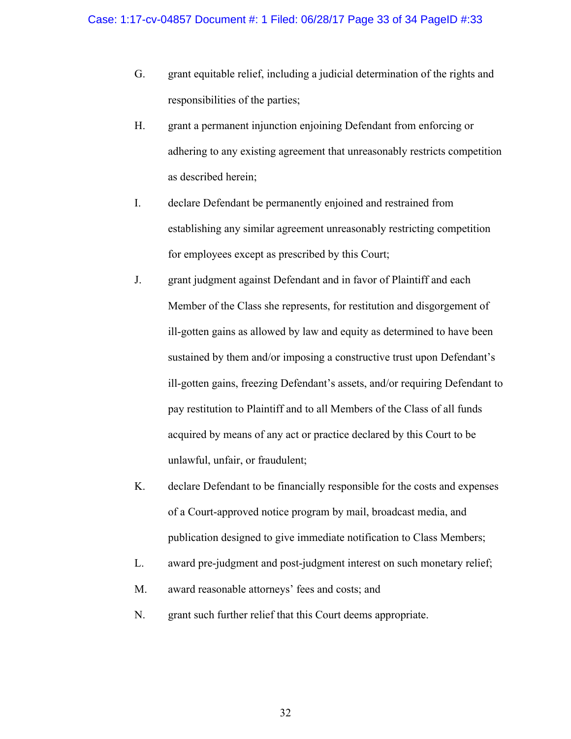G. grant equitable relief, including a judicial determination of the rights and responsibilities of the parties;

H. grant a permanent injunction enjoining Defendant from enforcing or adhering to any existing agreement that unreasonably restricts competition as described herein;

I. declare Defendant be permanently enjoined and restrained from establishing any similar agreement unreasonably restricting competition for employees except as prescribed by this Court;

J. grant judgment against Defendant and in favor of Plaintiff and each Member of the Class she represents, for restitution and disgorgement of ill-gotten gains as allowed by law and equity as determined to have been sustained by them and/or imposing a constructive trust upon Defendant's ill-gotten gains, freezing Defendant's assets, and/or requiring Defendant to pay restitution to Plaintiff and to all Members of the Class of all funds acquired by means of any act or practice declared by this Court to be unlawful, unfair, or fraudulent;

K. declare Defendant to be financially responsible for the costs and expenses of a Court-approved notice program by mail, broadcast media, and publication designed to give immediate notification to Class Members;

L. award pre-judgment and post-judgment interest on such monetary relief;

M. award reasonable attorneys' fees and costs; and

N. grant such further relief that this Court deems appropriate.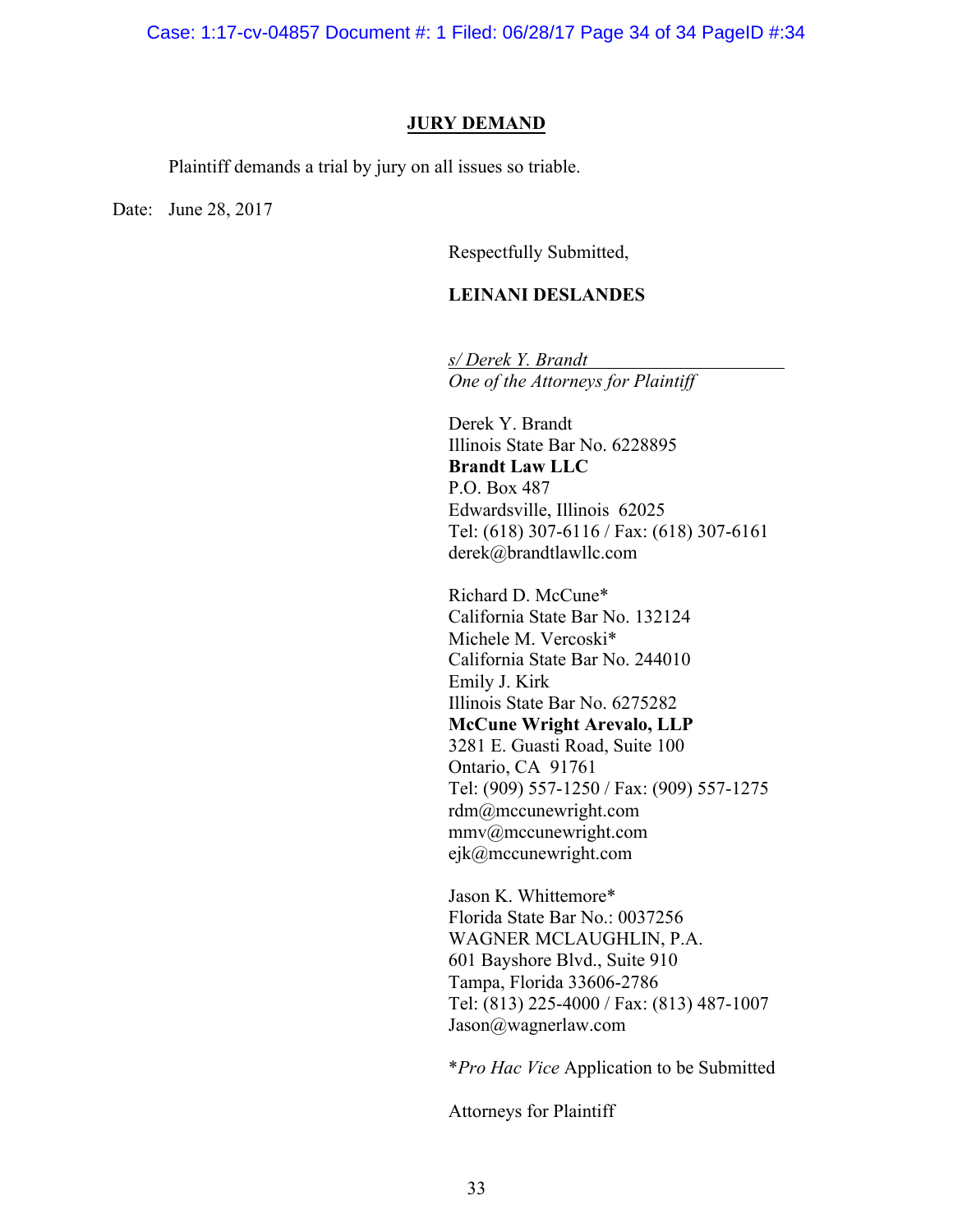## JURY DEMAND

Plaintiff demands a trial by jury on all issues so triable.

Date: June 28, 2017

Respectfully Submitted,

**LEINANI DESLANDES**

*s/ Derek Y. Brandt*
*One of the Attorneys for Plaintiff*

Derek Y. Brandt
Illinois State Bar No. 6228895
**Brandt Law LLC**
P.O. Box 487
Edwardsville, Illinois 62025
Tel: (618) 307-6116 / Fax: (618) 307-6161
derek@brandtlawllc.com

Richard D. McCune*
California State Bar No. 132124
Michele M. Vercoski*
California State Bar No. 244010
Emily J. Kirk
Illinois State Bar No. 6275282
**McCune Wright Arevalo, LLP**
3281 E. Guasti Road, Suite 100
Ontario, CA 91761
Tel: (909) 557-1250 / Fax: (909) 557-1275
rdm@mccunewright.com
mmv@mccunewright.com
ejk@mccunewright.com

Jason K. Whittemore*
Florida State Bar No.: 0037256
WAGNER MCLAUGHLIN, P.A.
601 Bayshore Blvd., Suite 910
Tampa, Florida 33606-2786
Tel: (813) 225-4000 / Fax: (813) 487-1007
Jason@wagnerlaw.com

**Pro Hac Vice* Application to be Submitted

Attorneys for Plaintiff